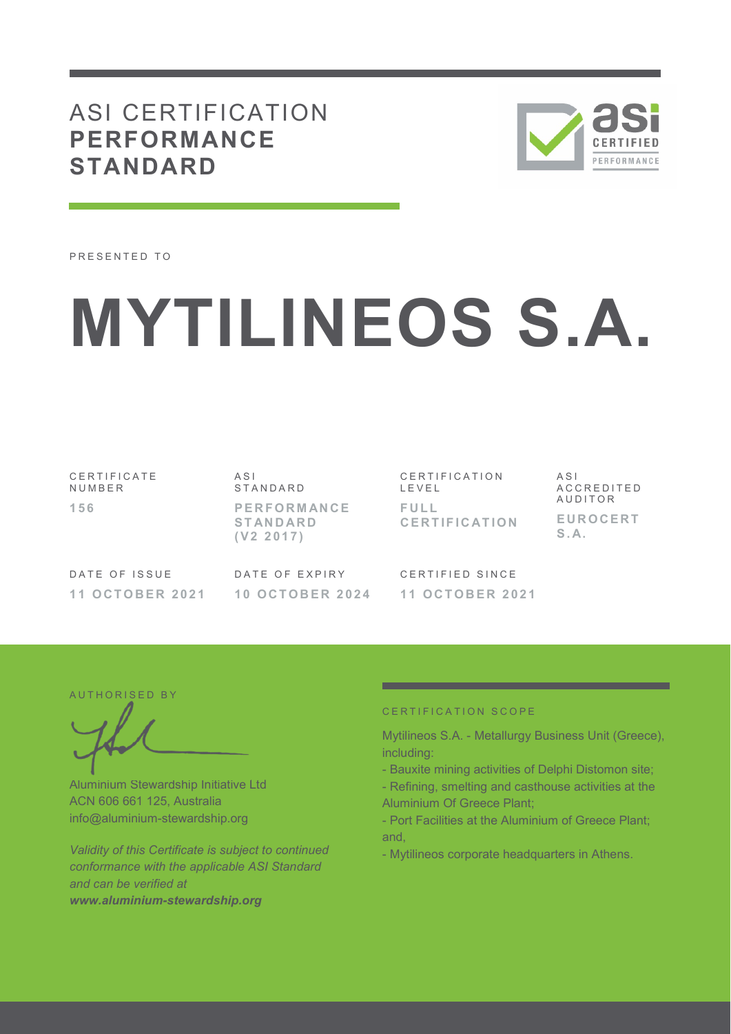# ASI CERTIFICATION **PERFORMANCE STANDARD**

PRESENTED TO

# MYTILINEOS S.A.

| CERTIFICATE NUMBER | ASI STANDARD | CERTIFICATION LEVEL | ASI ACCREDITED AUDITOR |
|---|---|---|---|
| **156** | **PERFORMANCE STANDARD (V2 2017)** | **FULL CERTIFICATION** | **EUROCERT S.A.** |

| DATE OF ISSUE | DATE OF EXPIRY | CERTIFIED SINCE |
|---|---|---|
| **11 OCTOBER 2021** | **10 OCTOBER 2024** | **11 OCTOBER 2021** |

AUTHORISED BY

Aluminium Stewardship Initiative Ltd
ACN 606 661 125, Australia
info@aluminium-stewardship.org

*Validity of this Certificate is subject to continued conformance with the applicable ASI Standard and can be verified at* ***www.aluminium-stewardship.org***

CERTIFICATION SCOPE

Mytilineos S.A. - Metallurgy Business Unit (Greece), including:

- Bauxite mining activities of Delphi Distomon site;
- Refining, smelting and casthouse activities at the Aluminium Of Greece Plant;
- Port Facilities at the Aluminium of Greece Plant; and,
- Mytilineos corporate headquarters in Athens.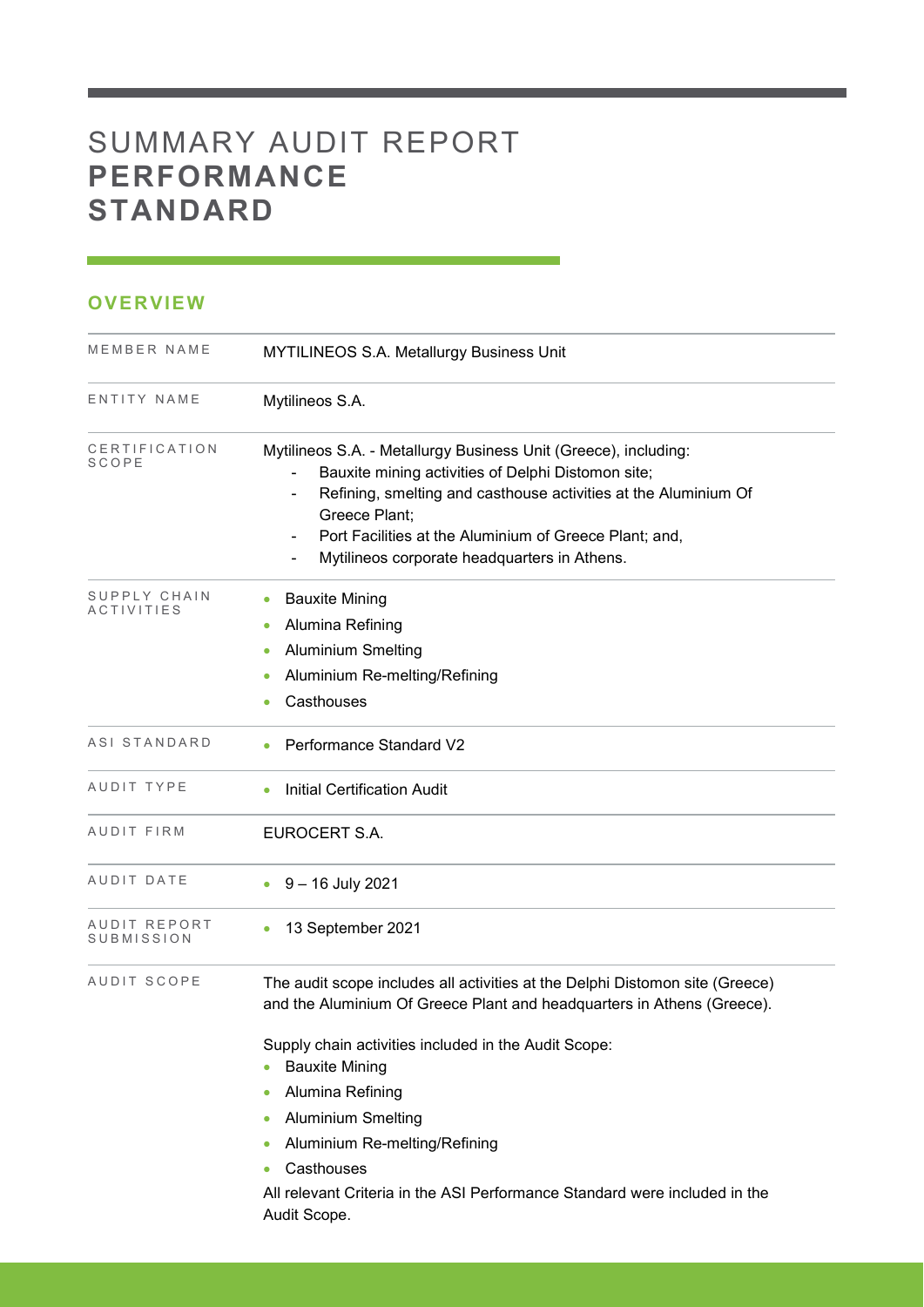# SUMMARY AUDIT REPORT **PERFORMANCE STANDARD**

## OVERVIEW

| | |
|---|---|
| MEMBER NAME | MYTILINEOS S.A. Metallurgy Business Unit |
| ENTITY NAME | Mytilineos S.A. |
| CERTIFICATION SCOPE | Mytilineos S.A. - Metallurgy Business Unit (Greece), including:<br>- Bauxite mining activities of Delphi Distomon site;<br>- Refining, smelting and casthouse activities at the Aluminium Of Greece Plant;<br>- Port Facilities at the Aluminium of Greece Plant; and,<br>- Mytilineos corporate headquarters in Athens. |
| SUPPLY CHAIN ACTIVITIES | • Bauxite Mining<br>• Alumina Refining<br>• Aluminium Smelting<br>• Aluminium Re-melting/Refining<br>• Casthouses |
| ASI STANDARD | • Performance Standard V2 |
| AUDIT TYPE | • Initial Certification Audit |
| AUDIT FIRM | EUROCERT S.A. |
| AUDIT DATE | • 9 – 16 July 2021 |
| AUDIT REPORT SUBMISSION | • 13 September 2021 |
| AUDIT SCOPE | The audit scope includes all activities at the Delphi Distomon site (Greece) and the Aluminium Of Greece Plant and headquarters in Athens (Greece).<br><br>Supply chain activities included in the Audit Scope:<br>• Bauxite Mining<br>• Alumina Refining<br>• Aluminium Smelting<br>• Aluminium Re-melting/Refining<br>• Casthouses<br>All relevant Criteria in the ASI Performance Standard were included in the Audit Scope. |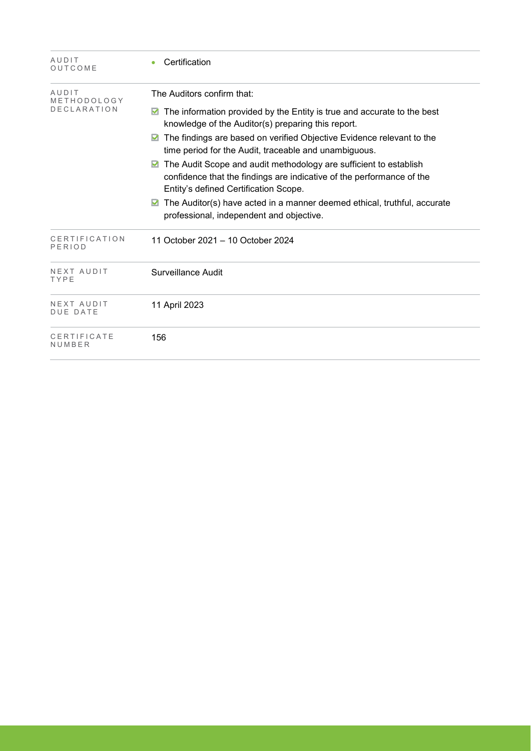| | |
|---|---|
| AUDIT OUTCOME | • Certification |
| AUDIT METHODOLOGY DECLARATION | The Auditors confirm that:<br>☑ The information provided by the Entity is true and accurate to the best knowledge of the Auditor(s) preparing this report.<br>☑ The findings are based on verified Objective Evidence relevant to the time period for the Audit, traceable and unambiguous.<br>☑ The Audit Scope and audit methodology are sufficient to establish confidence that the findings are indicative of the performance of the Entity's defined Certification Scope.<br>☑ The Auditor(s) have acted in a manner deemed ethical, truthful, accurate professional, independent and objective. |
| CERTIFICATION PERIOD | 11 October 2021 – 10 October 2024 |
| NEXT AUDIT TYPE | Surveillance Audit |
| NEXT AUDIT DUE DATE | 11 April 2023 |
| CERTIFICATE NUMBER | 156 |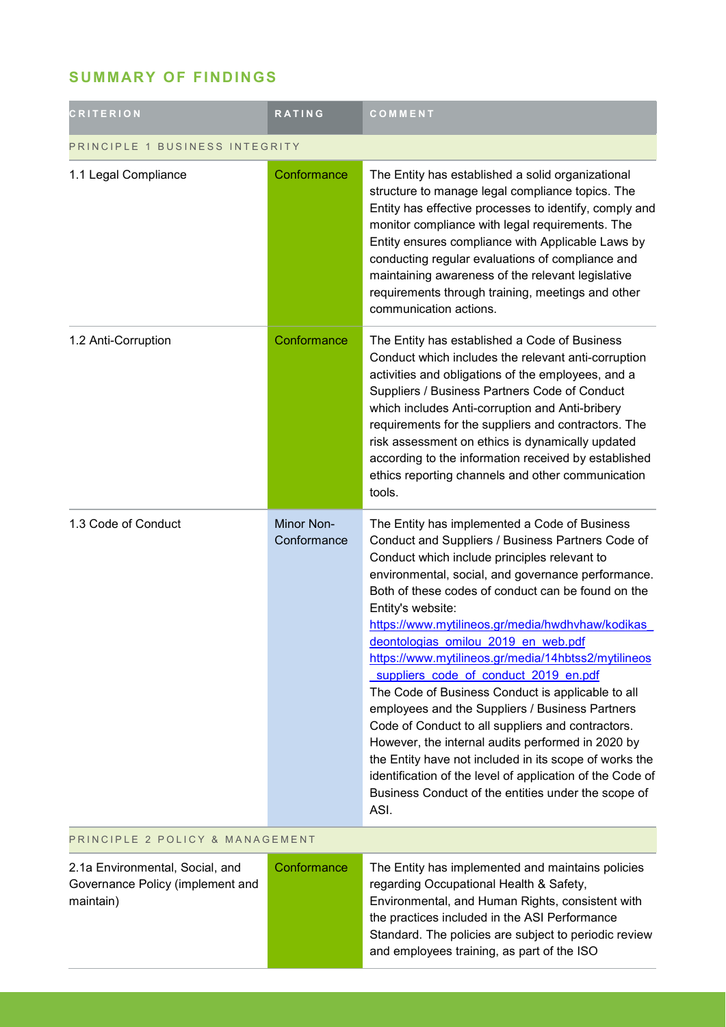## SUMMARY OF FINDINGS

| CRITERION | RATING | COMMENT |
|---|---|---|
| PRINCIPLE 1 BUSINESS INTEGRITY | | |
| 1.1 Legal Compliance | Conformance | The Entity has established a solid organizational structure to manage legal compliance topics. The Entity has effective processes to identify, comply and monitor compliance with legal requirements. The Entity ensures compliance with Applicable Laws by conducting regular evaluations of compliance and maintaining awareness of the relevant legislative requirements through training, meetings and other communication actions. |
| 1.2 Anti-Corruption | Conformance | The Entity has established a Code of Business Conduct which includes the relevant anti-corruption activities and obligations of the employees, and a Suppliers / Business Partners Code of Conduct which includes Anti-corruption and Anti-bribery requirements for the suppliers and contractors. The risk assessment on ethics is dynamically updated according to the information received by established ethics reporting channels and other communication tools. |
| 1.3 Code of Conduct | Minor Non-Conformance | The Entity has implemented a Code of Business Conduct and Suppliers / Business Partners Code of Conduct which include principles relevant to environmental, social, and governance performance. Both of these codes of conduct can be found on the Entity's website: https://www.mytilineos.gr/media/hwdhvhaw/kodikas_deontologias_omilou_2019_en_web.pdf https://www.mytilineos.gr/media/14hbtss2/mytilineos_suppliers_code_of_conduct_2019_en.pdf The Code of Business Conduct is applicable to all employees and the Suppliers / Business Partners Code of Conduct to all suppliers and contractors. However, the internal audits performed in 2020 by the Entity have not included in its scope of works the identification of the level of application of the Code of Business Conduct of the entities under the scope of ASI. |
| PRINCIPLE 2 POLICY & MANAGEMENT | | |
| 2.1a Environmental, Social, and Governance Policy (implement and maintain) | Conformance | The Entity has implemented and maintains policies regarding Occupational Health & Safety, Environmental, and Human Rights, consistent with the practices included in the ASI Performance Standard. The policies are subject to periodic review and employees training, as part of the ISO |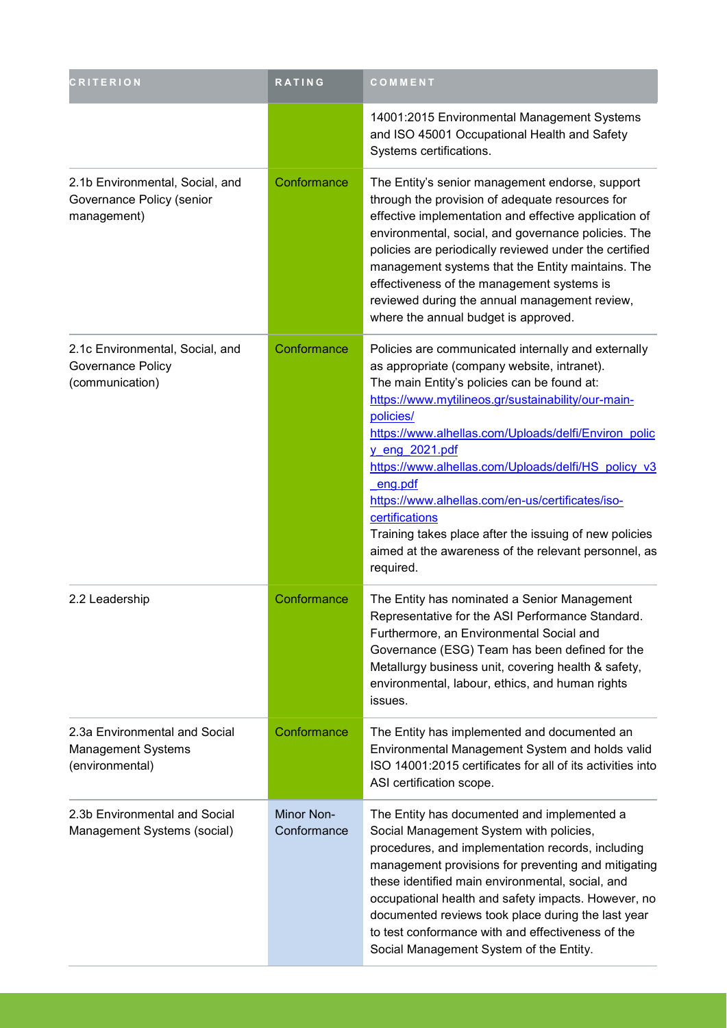| CRITERION | RATING | COMMENT |
| --- | --- | --- |
| | | 14001:2015 Environmental Management Systems and ISO 45001 Occupational Health and Safety Systems certifications. |
| 2.1b Environmental, Social, and Governance Policy (senior management) | Conformance | The Entity's senior management endorse, support through the provision of adequate resources for effective implementation and effective application of environmental, social, and governance policies. The policies are periodically reviewed under the certified management systems that the Entity maintains. The effectiveness of the management systems is reviewed during the annual management review, where the annual budget is approved. |
| 2.1c Environmental, Social, and Governance Policy (communication) | Conformance | Policies are communicated internally and externally as appropriate (company website, intranet).<br>The main Entity's policies can be found at:<br>https://www.mytilineos.gr/sustainability/our-main-policies/<br>https://www.alhellas.com/Uploads/delfi/Environ_policy_eng_2021.pdf<br>https://www.alhellas.com/Uploads/delfi/HS_policy_v3_eng.pdf<br>https://www.alhellas.com/en-us/certificates/iso-certifications<br>Training takes place after the issuing of new policies aimed at the awareness of the relevant personnel, as required. |
| 2.2 Leadership | Conformance | The Entity has nominated a Senior Management Representative for the ASI Performance Standard. Furthermore, an Environmental Social and Governance (ESG) Team has been defined for the Metallurgy business unit, covering health & safety, environmental, labour, ethics, and human rights issues. |
| 2.3a Environmental and Social Management Systems (environmental) | Conformance | The Entity has implemented and documented an Environmental Management System and holds valid ISO 14001:2015 certificates for all of its activities into ASI certification scope. |
| 2.3b Environmental and Social Management Systems (social) | Minor Non-Conformance | The Entity has documented and implemented a Social Management System with policies, procedures, and implementation records, including management provisions for preventing and mitigating these identified main environmental, social, and occupational health and safety impacts. However, no documented reviews took place during the last year to test conformance with and effectiveness of the Social Management System of the Entity. |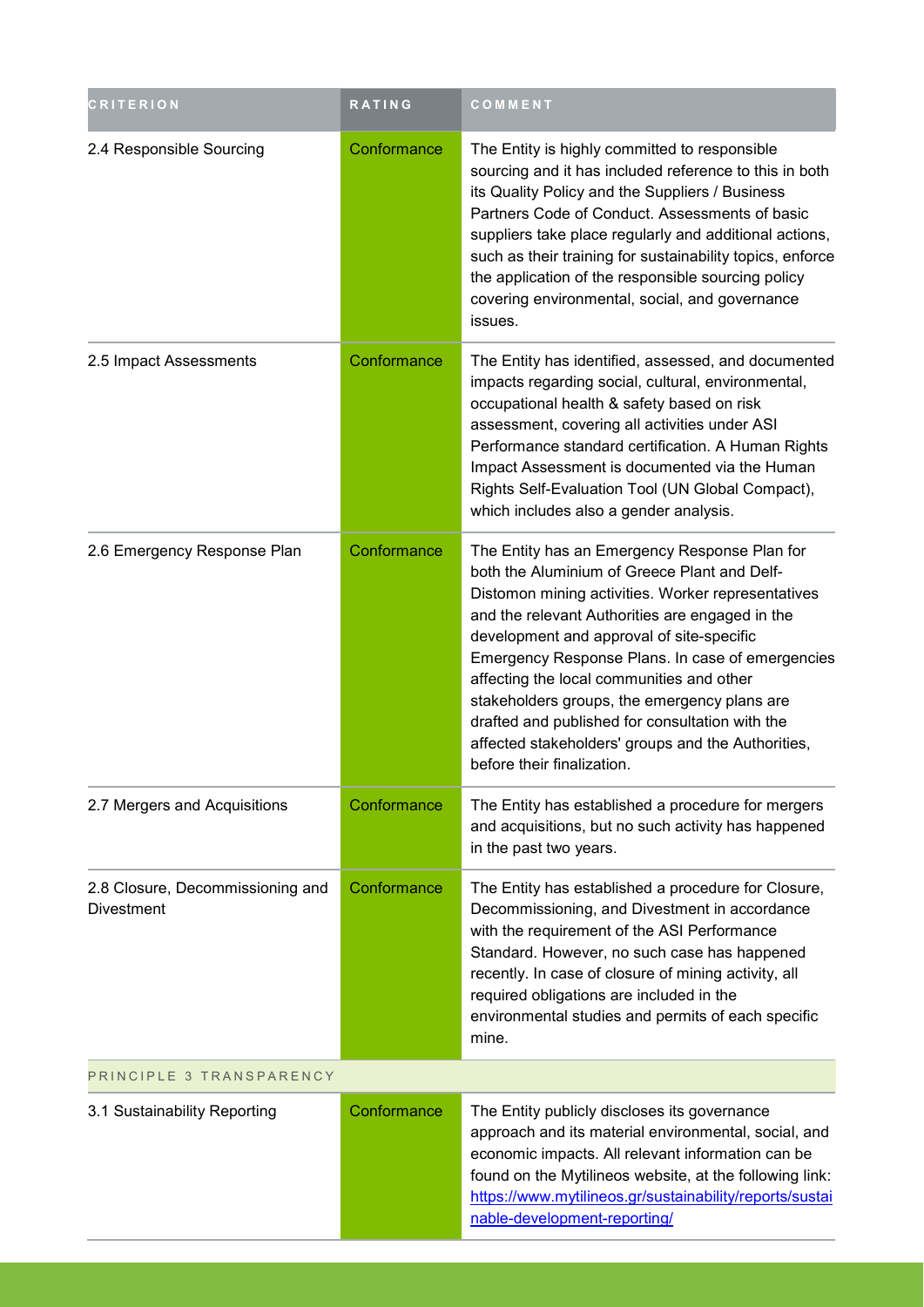| CRITERION | RATING | COMMENT |
| --- | --- | --- |
| 2.4 Responsible Sourcing | Conformance | The Entity is highly committed to responsible sourcing and it has included reference to this in both its Quality Policy and the Suppliers / Business Partners Code of Conduct. Assessments of basic suppliers take place regularly and additional actions, such as their training for sustainability topics, enforce the application of the responsible sourcing policy covering environmental, social, and governance issues. |
| 2.5 Impact Assessments | Conformance | The Entity has identified, assessed, and documented impacts regarding social, cultural, environmental, occupational health & safety based on risk assessment, covering all activities under ASI Performance standard certification. A Human Rights Impact Assessment is documented via the Human Rights Self-Evaluation Tool (UN Global Compact), which includes also a gender analysis. |
| 2.6 Emergency Response Plan | Conformance | The Entity has an Emergency Response Plan for both the Aluminium of Greece Plant and Delf-Distomon mining activities. Worker representatives and the relevant Authorities are engaged in the development and approval of site-specific Emergency Response Plans. In case of emergencies affecting the local communities and other stakeholders groups, the emergency plans are drafted and published for consultation with the affected stakeholders' groups and the Authorities, before their finalization. |
| 2.7 Mergers and Acquisitions | Conformance | The Entity has established a procedure for mergers and acquisitions, but no such activity has happened in the past two years. |
| 2.8 Closure, Decommissioning and Divestment | Conformance | The Entity has established a procedure for Closure, Decommissioning, and Divestment in accordance with the requirement of the ASI Performance Standard. However, no such case has happened recently. In case of closure of mining activity, all required obligations are included in the environmental studies and permits of each specific mine. |
| PRINCIPLE 3 TRANSPARENCY | | |
| 3.1 Sustainability Reporting | Conformance | The Entity publicly discloses its governance approach and its material environmental, social, and economic impacts. All relevant information can be found on the Mytilineos website, at the following link: https://www.mytilineos.gr/sustainability/reports/sustainable-development-reporting/ |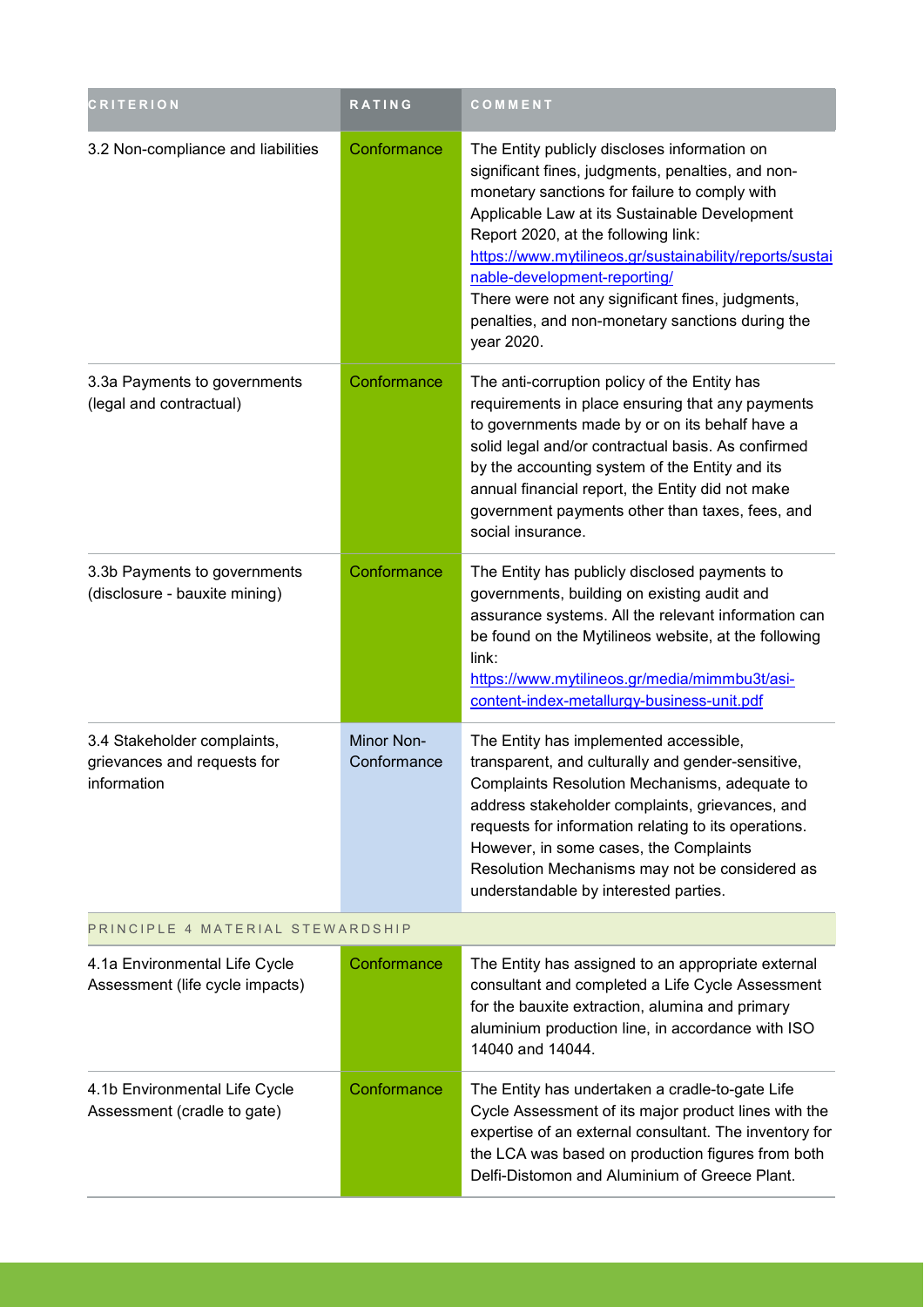| CRITERION | RATING | COMMENT |
| --- | --- | --- |
| 3.2 Non-compliance and liabilities | Conformance | The Entity publicly discloses information on significant fines, judgments, penalties, and non-monetary sanctions for failure to comply with Applicable Law at its Sustainable Development Report 2020, at the following link: [https://www.mytilineos.gr/sustainability/reports/sustainable-development-reporting/](https://www.mytilineos.gr/sustainability/reports/sustainable-development-reporting/) There were not any significant fines, judgments, penalties, and non-monetary sanctions during the year 2020. |
| 3.3a Payments to governments (legal and contractual) | Conformance | The anti-corruption policy of the Entity has requirements in place ensuring that any payments to governments made by or on its behalf have a solid legal and/or contractual basis. As confirmed by the accounting system of the Entity and its annual financial report, the Entity did not make government payments other than taxes, fees, and social insurance. |
| 3.3b Payments to governments (disclosure - bauxite mining) | Conformance | The Entity has publicly disclosed payments to governments, building on existing audit and assurance systems. All the relevant information can be found on the Mytilineos website, at the following link: [https://www.mytilineos.gr/media/mimmbu3t/asi-content-index-metallurgy-business-unit.pdf](https://www.mytilineos.gr/media/mimmbu3t/asi-content-index-metallurgy-business-unit.pdf) |
| 3.4 Stakeholder complaints, grievances and requests for information | Minor Non-Conformance | The Entity has implemented accessible, transparent, and culturally and gender-sensitive, Complaints Resolution Mechanisms, adequate to address stakeholder complaints, grievances, and requests for information relating to its operations. However, in some cases, the Complaints Resolution Mechanisms may not be considered as understandable by interested parties. |
| PRINCIPLE 4 MATERIAL STEWARDSHIP | | |
| 4.1a Environmental Life Cycle Assessment (life cycle impacts) | Conformance | The Entity has assigned to an appropriate external consultant and completed a Life Cycle Assessment for the bauxite extraction, alumina and primary aluminium production line, in accordance with ISO 14040 and 14044. |
| 4.1b Environmental Life Cycle Assessment (cradle to gate) | Conformance | The Entity has undertaken a cradle-to-gate Life Cycle Assessment of its major product lines with the expertise of an external consultant. The inventory for the LCA was based on production figures from both Delfi-Distomon and Aluminium of Greece Plant. |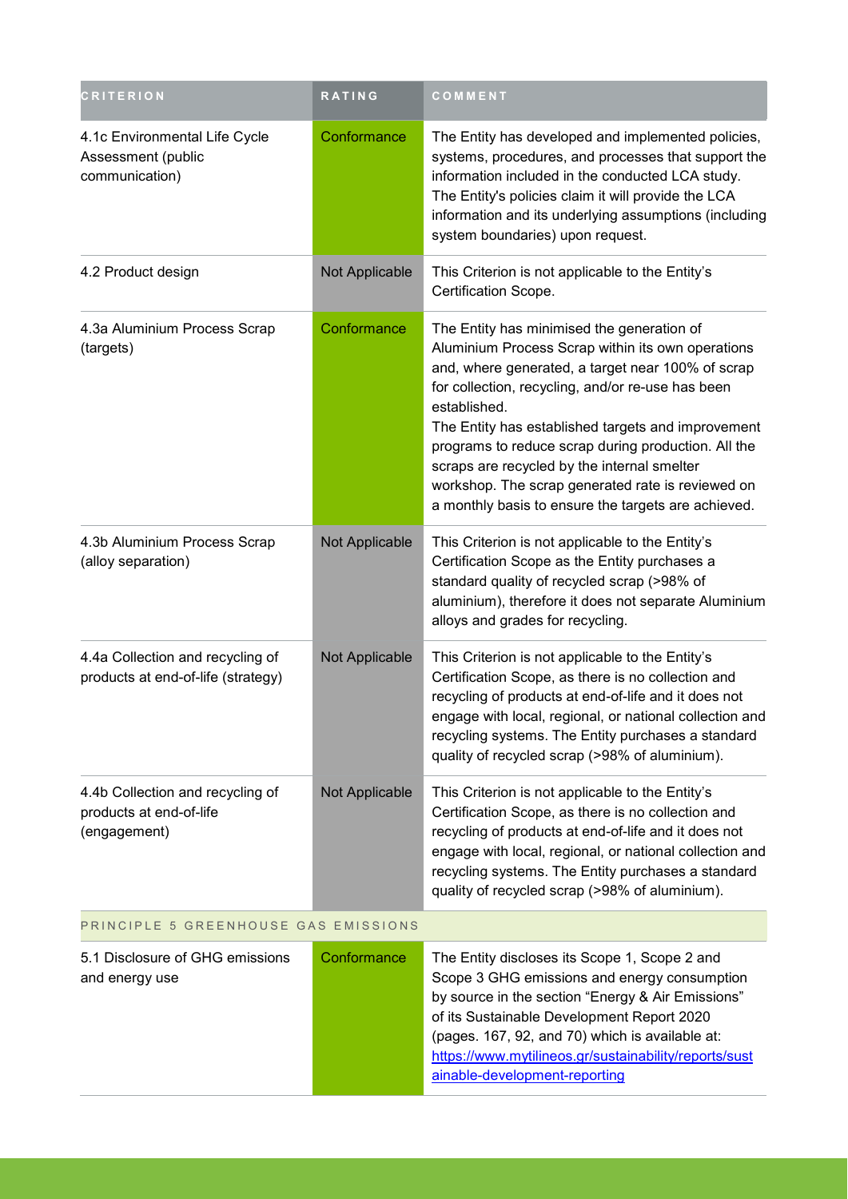| CRITERION | RATING | COMMENT |
|---|---|---|
| 4.1c Environmental Life Cycle Assessment (public communication) | Conformance | The Entity has developed and implemented policies, systems, procedures, and processes that support the information included in the conducted LCA study.<br>The Entity's policies claim it will provide the LCA information and its underlying assumptions (including system boundaries) upon request. |
| 4.2 Product design | Not Applicable | This Criterion is not applicable to the Entity's Certification Scope. |
| 4.3a Aluminium Process Scrap (targets) | Conformance | The Entity has minimised the generation of Aluminium Process Scrap within its own operations and, where generated, a target near 100% of scrap for collection, recycling, and/or re-use has been established.<br>The Entity has established targets and improvement programs to reduce scrap during production. All the scraps are recycled by the internal smelter workshop. The scrap generated rate is reviewed on a monthly basis to ensure the targets are achieved. |
| 4.3b Aluminium Process Scrap (alloy separation) | Not Applicable | This Criterion is not applicable to the Entity's Certification Scope as the Entity purchases a standard quality of recycled scrap (>98% of aluminium), therefore it does not separate Aluminium alloys and grades for recycling. |
| 4.4a Collection and recycling of products at end-of-life (strategy) | Not Applicable | This Criterion is not applicable to the Entity's Certification Scope, as there is no collection and recycling of products at end-of-life and it does not engage with local, regional, or national collection and recycling systems. The Entity purchases a standard quality of recycled scrap (>98% of aluminium). |
| 4.4b Collection and recycling of products at end-of-life (engagement) | Not Applicable | This Criterion is not applicable to the Entity's Certification Scope, as there is no collection and recycling of products at end-of-life and it does not engage with local, regional, or national collection and recycling systems. The Entity purchases a standard quality of recycled scrap (>98% of aluminium). |
| PRINCIPLE 5 GREENHOUSE GAS EMISSIONS | | |
| 5.1 Disclosure of GHG emissions and energy use | Conformance | The Entity discloses its Scope 1, Scope 2 and Scope 3 GHG emissions and energy consumption by source in the section "Energy & Air Emissions" of its Sustainable Development Report 2020 (pages. 167, 92, and 70) which is available at: [https://www.mytilineos.gr/sustainability/reports/sustainable-development-reporting](https://www.mytilineos.gr/sustainability/reports/sustainable-development-reporting) |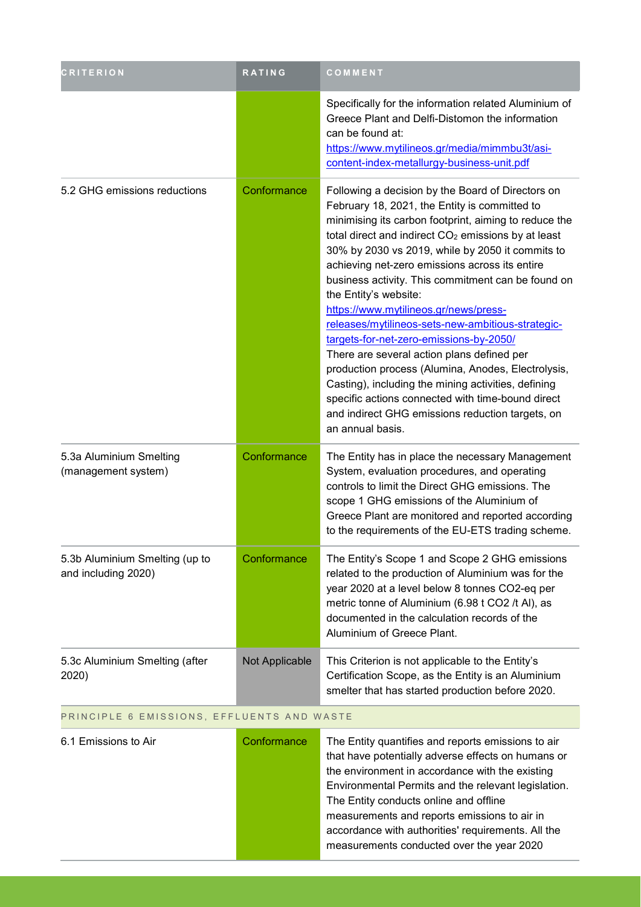| CRITERION | RATING | COMMENT |
|---|---|---|
| | | Specifically for the information related Aluminium of Greece Plant and Delfi-Distomon the information can be found at: https://www.mytilineos.gr/media/mimmbu3t/asi-content-index-metallurgy-business-unit.pdf |
| 5.2 GHG emissions reductions | Conformance | Following a decision by the Board of Directors on February 18, 2021, the Entity is committed to minimising its carbon footprint, aiming to reduce the total direct and indirect $CO_2$ emissions by at least 30% by 2030 vs 2019, while by 2050 it commits to achieving net-zero emissions across its entire business activity. This commitment can be found on the Entity's website: https://www.mytilineos.gr/news/press-releases/mytilineos-sets-new-ambitious-strategic-targets-for-net-zero-emissions-by-2050/ There are several action plans defined per production process (Alumina, Anodes, Electrolysis, Casting), including the mining activities, defining specific actions connected with time-bound direct and indirect GHG emissions reduction targets, on an annual basis. |
| 5.3a Aluminium Smelting (management system) | Conformance | The Entity has in place the necessary Management System, evaluation procedures, and operating controls to limit the Direct GHG emissions. The scope 1 GHG emissions of the Aluminium of Greece Plant are monitored and reported according to the requirements of the EU-ETS trading scheme. |
| 5.3b Aluminium Smelting (up to and including 2020) | Conformance | The Entity's Scope 1 and Scope 2 GHG emissions related to the production of Aluminium was for the year 2020 at a level below 8 tonnes CO2-eq per metric tonne of Aluminium (6.98 t CO2 /t Al), as documented in the calculation records of the Aluminium of Greece Plant. |
| 5.3c Aluminium Smelting (after 2020) | Not Applicable | This Criterion is not applicable to the Entity's Certification Scope, as the Entity is an Aluminium smelter that has started production before 2020. |
| **PRINCIPLE 6 EMISSIONS, EFFLUENTS AND WASTE** | | |
| 6.1 Emissions to Air | Conformance | The Entity quantifies and reports emissions to air that have potentially adverse effects on humans or the environment in accordance with the existing Environmental Permits and the relevant legislation. The Entity conducts online and offline measurements and reports emissions to air in accordance with authorities' requirements. All the measurements conducted over the year 2020 |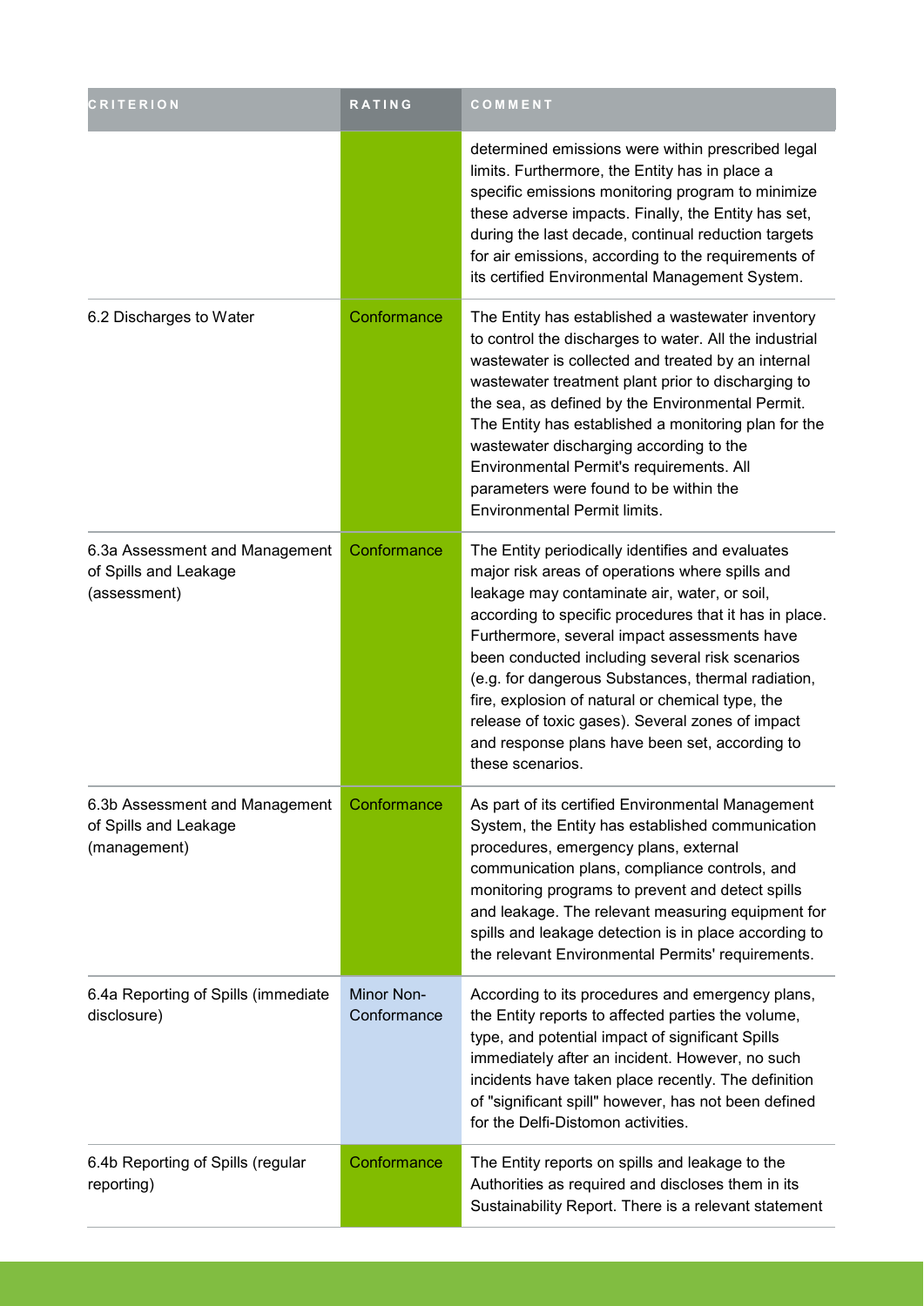| CRITERION | RATING | COMMENT |
| --- | --- | --- |
| | | determined emissions were within prescribed legal limits. Furthermore, the Entity has in place a specific emissions monitoring program to minimize these adverse impacts. Finally, the Entity has set, during the last decade, continual reduction targets for air emissions, according to the requirements of its certified Environmental Management System. |
| 6.2 Discharges to Water | Conformance | The Entity has established a wastewater inventory to control the discharges to water. All the industrial wastewater is collected and treated by an internal wastewater treatment plant prior to discharging to the sea, as defined by the Environmental Permit. The Entity has established a monitoring plan for the wastewater discharging according to the Environmental Permit's requirements. All parameters were found to be within the Environmental Permit limits. |
| 6.3a Assessment and Management of Spills and Leakage (assessment) | Conformance | The Entity periodically identifies and evaluates major risk areas of operations where spills and leakage may contaminate air, water, or soil, according to specific procedures that it has in place. Furthermore, several impact assessments have been conducted including several risk scenarios (e.g. for dangerous Substances, thermal radiation, fire, explosion of natural or chemical type, the release of toxic gases). Several zones of impact and response plans have been set, according to these scenarios. |
| 6.3b Assessment and Management of Spills and Leakage (management) | Conformance | As part of its certified Environmental Management System, the Entity has established communication procedures, emergency plans, external communication plans, compliance controls, and monitoring programs to prevent and detect spills and leakage. The relevant measuring equipment for spills and leakage detection is in place according to the relevant Environmental Permits' requirements. |
| 6.4a Reporting of Spills (immediate disclosure) | Minor Non-Conformance | According to its procedures and emergency plans, the Entity reports to affected parties the volume, type, and potential impact of significant Spills immediately after an incident. However, no such incidents have taken place recently. The definition of "significant spill" however, has not been defined for the Delfi-Distomon activities. |
| 6.4b Reporting of Spills (regular reporting) | Conformance | The Entity reports on spills and leakage to the Authorities as required and discloses them in its Sustainability Report. There is a relevant statement |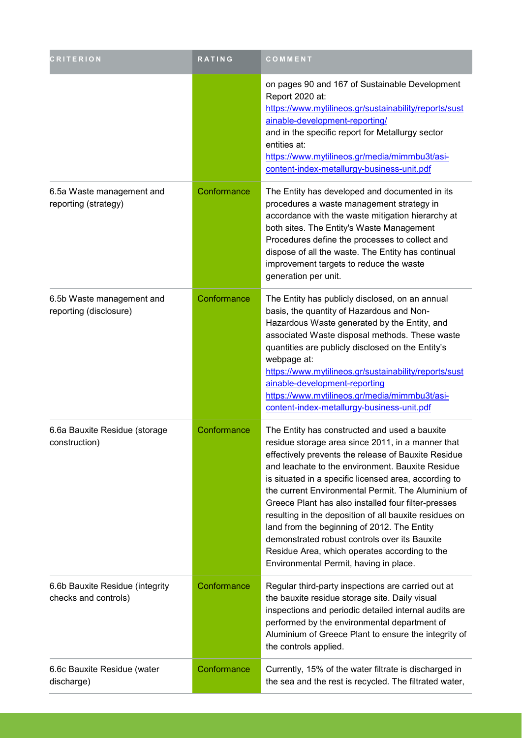| CRITERION | RATING | COMMENT |
| --- | --- | --- |
| | | on pages 90 and 167 of Sustainable Development Report 2020 at: https://www.mytilineos.gr/sustainability/reports/sustainable-development-reporting/ and in the specific report for Metallurgy sector entities at: https://www.mytilineos.gr/media/mimmbu3t/asi-content-index-metallurgy-business-unit.pdf |
| 6.5a Waste management and reporting (strategy) | Conformance | The Entity has developed and documented in its procedures a waste management strategy in accordance with the waste mitigation hierarchy at both sites. The Entity's Waste Management Procedures define the processes to collect and dispose of all the waste. The Entity has continual improvement targets to reduce the waste generation per unit. |
| 6.5b Waste management and reporting (disclosure) | Conformance | The Entity has publicly disclosed, on an annual basis, the quantity of Hazardous and Non-Hazardous Waste generated by the Entity, and associated Waste disposal methods. These waste quantities are publicly disclosed on the Entity's webpage at: https://www.mytilineos.gr/sustainability/reports/sustainable-development-reporting https://www.mytilineos.gr/media/mimmbu3t/asi-content-index-metallurgy-business-unit.pdf |
| 6.6a Bauxite Residue (storage construction) | Conformance | The Entity has constructed and used a bauxite residue storage area since 2011, in a manner that effectively prevents the release of Bauxite Residue and leachate to the environment. Bauxite Residue is situated in a specific licensed area, according to the current Environmental Permit. The Aluminium of Greece Plant has also installed four filter-presses resulting in the deposition of all bauxite residues on land from the beginning of 2012. The Entity demonstrated robust controls over its Bauxite Residue Area, which operates according to the Environmental Permit, having in place. |
| 6.6b Bauxite Residue (integrity checks and controls) | Conformance | Regular third-party inspections are carried out at the bauxite residue storage site. Daily visual inspections and periodic detailed internal audits are performed by the environmental department of Aluminium of Greece Plant to ensure the integrity of the controls applied. |
| 6.6c Bauxite Residue (water discharge) | Conformance | Currently, 15% of the water filtrate is discharged in the sea and the rest is recycled. The filtrated water, |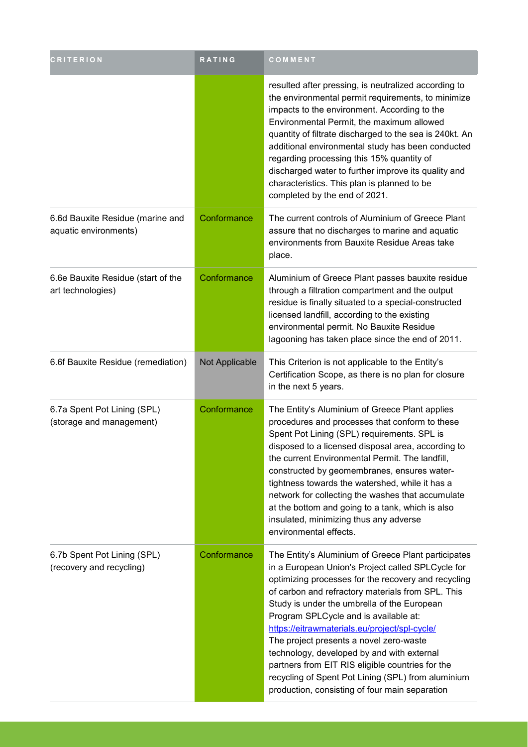| CRITERION | RATING | COMMENT |
| --- | --- | --- |
| | | resulted after pressing, is neutralized according to the environmental permit requirements, to minimize impacts to the environment. According to the Environmental Permit, the maximum allowed quantity of filtrate discharged to the sea is 240kt. An additional environmental study has been conducted regarding processing this 15% quantity of discharged water to further improve its quality and characteristics. This plan is planned to be completed by the end of 2021. |
| 6.6d Bauxite Residue (marine and aquatic environments) | Conformance | The current controls of Aluminium of Greece Plant assure that no discharges to marine and aquatic environments from Bauxite Residue Areas take place. |
| 6.6e Bauxite Residue (start of the art technologies) | Conformance | Aluminium of Greece Plant passes bauxite residue through a filtration compartment and the output residue is finally situated to a special-constructed licensed landfill, according to the existing environmental permit. No Bauxite Residue lagooning has taken place since the end of 2011. |
| 6.6f Bauxite Residue (remediation) | Not Applicable | This Criterion is not applicable to the Entity's Certification Scope, as there is no plan for closure in the next 5 years. |
| 6.7a Spent Pot Lining (SPL) (storage and management) | Conformance | The Entity's Aluminium of Greece Plant applies procedures and processes that conform to these Spent Pot Lining (SPL) requirements. SPL is disposed to a licensed disposal area, according to the current Environmental Permit. The landfill, constructed by geomembranes, ensures water-tightness towards the watershed, while it has a network for collecting the washes that accumulate at the bottom and going to a tank, which is also insulated, minimizing thus any adverse environmental effects. |
| 6.7b Spent Pot Lining (SPL) (recovery and recycling) | Conformance | The Entity's Aluminium of Greece Plant participates in a European Union's Project called SPLCycle for optimizing processes for the recovery and recycling of carbon and refractory materials from SPL. This Study is under the umbrella of the European Program SPLCycle and is available at: [https://eitrawmaterials.eu/project/spl-cycle/](https://eitrawmaterials.eu/project/spl-cycle/) The project presents a novel zero-waste technology, developed by and with external partners from EIT RIS eligible countries for the recycling of Spent Pot Lining (SPL) from aluminium production, consisting of four main separation |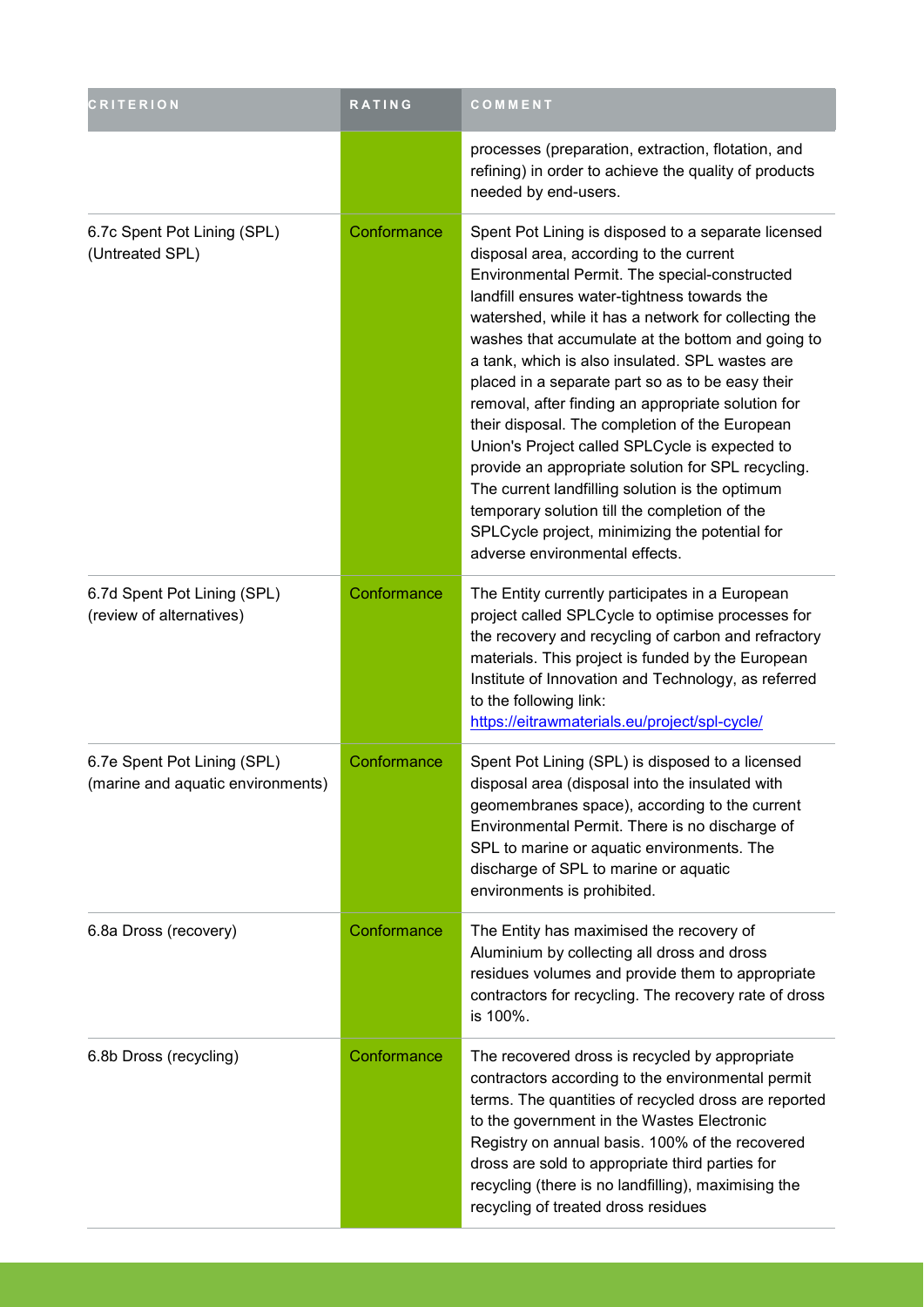| CRITERION | RATING | COMMENT |
| --- | --- | --- |
| | | processes (preparation, extraction, flotation, and refining) in order to achieve the quality of products needed by end-users. |
| 6.7c Spent Pot Lining (SPL) (Untreated SPL) | Conformance | Spent Pot Lining is disposed to a separate licensed disposal area, according to the current Environmental Permit. The special-constructed landfill ensures water-tightness towards the watershed, while it has a network for collecting the washes that accumulate at the bottom and going to a tank, which is also insulated. SPL wastes are placed in a separate part so as to be easy their removal, after finding an appropriate solution for their disposal. The completion of the European Union's Project called SPLCycle is expected to provide an appropriate solution for SPL recycling. The current landfilling solution is the optimum temporary solution till the completion of the SPLCycle project, minimizing the potential for adverse environmental effects. |
| 6.7d Spent Pot Lining (SPL) (review of alternatives) | Conformance | The Entity currently participates in a European project called SPLCycle to optimise processes for the recovery and recycling of carbon and refractory materials. This project is funded by the European Institute of Innovation and Technology, as referred to the following link: https://eitrawmaterials.eu/project/spl-cycle/ |
| 6.7e Spent Pot Lining (SPL) (marine and aquatic environments) | Conformance | Spent Pot Lining (SPL) is disposed to a licensed disposal area (disposal into the insulated with geomembranes space), according to the current Environmental Permit. There is no discharge of SPL to marine or aquatic environments. The discharge of SPL to marine or aquatic environments is prohibited. |
| 6.8a Dross (recovery) | Conformance | The Entity has maximised the recovery of Aluminium by collecting all dross and dross residues volumes and provide them to appropriate contractors for recycling. The recovery rate of dross is 100%. |
| 6.8b Dross (recycling) | Conformance | The recovered dross is recycled by appropriate contractors according to the environmental permit terms. The quantities of recycled dross are reported to the government in the Wastes Electronic Registry on annual basis. 100% of the recovered dross are sold to appropriate third parties for recycling (there is no landfilling), maximising the recycling of treated dross residues |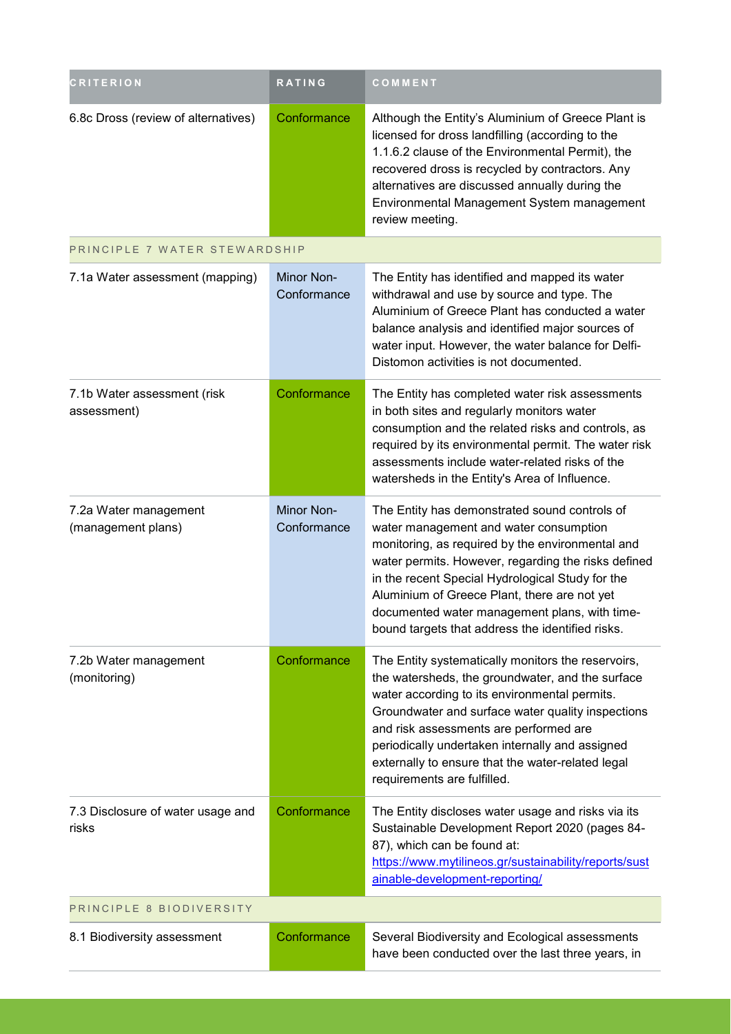| CRITERION | RATING | COMMENT |
| --- | --- | --- |
| 6.8c Dross (review of alternatives) | Conformance | Although the Entity's Aluminium of Greece Plant is licensed for dross landfilling (according to the 1.1.6.2 clause of the Environmental Permit), the recovered dross is recycled by contractors. Any alternatives are discussed annually during the Environmental Management System management review meeting. |
| PRINCIPLE 7 WATER STEWARDSHIP | | |
| 7.1a Water assessment (mapping) | Minor Non-Conformance | The Entity has identified and mapped its water withdrawal and use by source and type. The Aluminium of Greece Plant has conducted a water balance analysis and identified major sources of water input. However, the water balance for Delfi-Distomon activities is not documented. |
| 7.1b Water assessment (risk assessment) | Conformance | The Entity has completed water risk assessments in both sites and regularly monitors water consumption and the related risks and controls, as required by its environmental permit. The water risk assessments include water-related risks of the watersheds in the Entity's Area of Influence. |
| 7.2a Water management (management plans) | Minor Non-Conformance | The Entity has demonstrated sound controls of water management and water consumption monitoring, as required by the environmental and water permits. However, regarding the risks defined in the recent Special Hydrological Study for the Aluminium of Greece Plant, there are not yet documented water management plans, with time-bound targets that address the identified risks. |
| 7.2b Water management (monitoring) | Conformance | The Entity systematically monitors the reservoirs, the watersheds, the groundwater, and the surface water according to its environmental permits. Groundwater and surface water quality inspections and risk assessments are performed are periodically undertaken internally and assigned externally to ensure that the water-related legal requirements are fulfilled. |
| 7.3 Disclosure of water usage and risks | Conformance | The Entity discloses water usage and risks via its Sustainable Development Report 2020 (pages 84-87), which can be found at: [https://www.mytilineos.gr/sustainability/reports/sustainable-development-reporting/](https://www.mytilineos.gr/sustainability/reports/sustainable-development-reporting/) |
| PRINCIPLE 8 BIODIVERSITY | | |
| 8.1 Biodiversity assessment | Conformance | Several Biodiversity and Ecological assessments have been conducted over the last three years, in |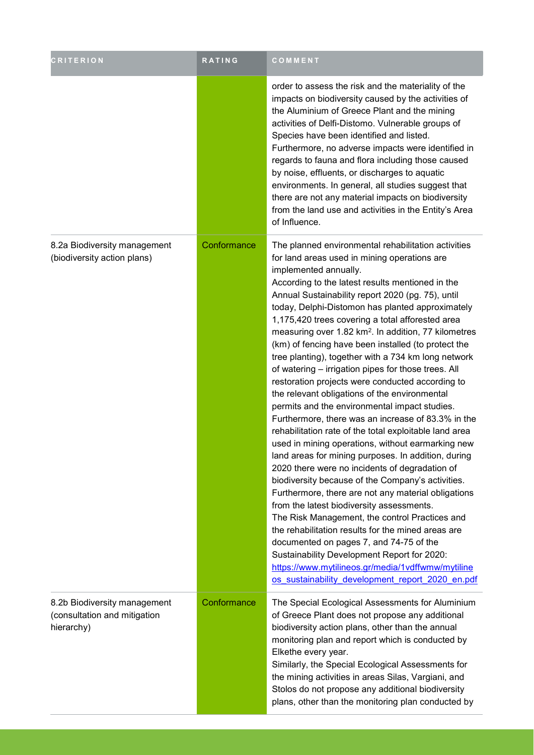| CRITERION | RATING | COMMENT |
| --- | --- | --- |
| | | order to assess the risk and the materiality of the impacts on biodiversity caused by the activities of the Aluminium of Greece Plant and the mining activities of Delfi-Distomo. Vulnerable groups of Species have been identified and listed. Furthermore, no adverse impacts were identified in regards to fauna and flora including those caused by noise, effluents, or discharges to aquatic environments. In general, all studies suggest that there are not any material impacts on biodiversity from the land use and activities in the Entity's Area of Influence. |
| 8.2a Biodiversity management (biodiversity action plans) | Conformance | The planned environmental rehabilitation activities for land areas used in mining operations are implemented annually.<br>According to the latest results mentioned in the Annual Sustainability report 2020 (pg. 75), until today, Delphi-Distomon has planted approximately 1,175,420 trees covering a total afforested area measuring over 1.82 km$^2$. In addition, 77 kilometres (km) of fencing have been installed (to protect the tree planting), together with a 734 km long network of watering – irrigation pipes for those trees. All restoration projects were conducted according to the relevant obligations of the environmental permits and the environmental impact studies. Furthermore, there was an increase of 83.3% in the rehabilitation rate of the total exploitable land area used in mining operations, without earmarking new land areas for mining purposes. In addition, during 2020 there were no incidents of degradation of biodiversity because of the Company's activities. Furthermore, there are not any material obligations from the latest biodiversity assessments.<br>The Risk Management, the control Practices and the rehabilitation results for the mined areas are documented on pages 7, and 74-75 of the Sustainability Development Report for 2020: https://www.mytilineos.gr/media/1vdffwmw/mytilineos_sustainability_development_report_2020_en.pdf |
| 8.2b Biodiversity management (consultation and mitigation hierarchy) | Conformance | The Special Ecological Assessments for Aluminium of Greece Plant does not propose any additional biodiversity action plans, other than the annual monitoring plan and report which is conducted by Elkethe every year.<br>Similarly, the Special Ecological Assessments for the mining activities in areas Silas, Vargiani, and Stolos do not propose any additional biodiversity plans, other than the monitoring plan conducted by |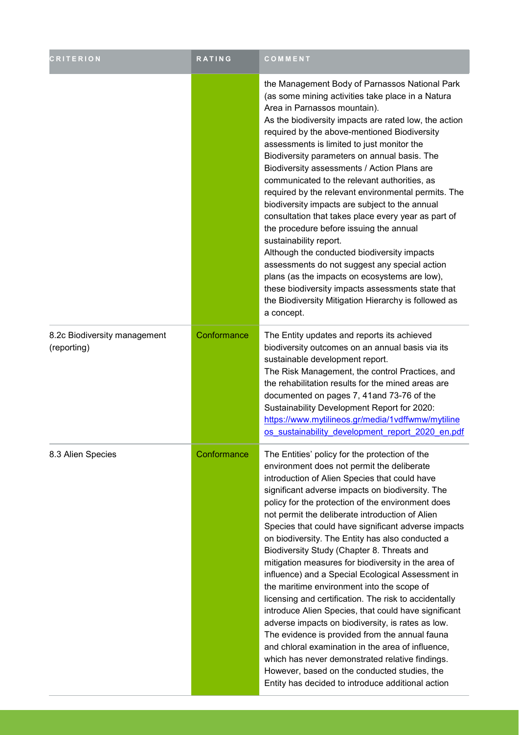| CRITERION | RATING | COMMENT |
|---|---|---|
| | | the Management Body of Parnassos National Park (as some mining activities take place in a Natura Area in Parnassos mountain).<br>As the biodiversity impacts are rated low, the action required by the above-mentioned Biodiversity assessments is limited to just monitor the Biodiversity parameters on annual basis. The Biodiversity assessments / Action Plans are communicated to the relevant authorities, as required by the relevant environmental permits. The biodiversity impacts are subject to the annual consultation that takes place every year as part of the procedure before issuing the annual sustainability report.<br>Although the conducted biodiversity impacts assessments do not suggest any special action plans (as the impacts on ecosystems are low), these biodiversity impacts assessments state that the Biodiversity Mitigation Hierarchy is followed as a concept. |
| 8.2c Biodiversity management (reporting) | Conformance | The Entity updates and reports its achieved biodiversity outcomes on an annual basis via its sustainable development report.<br>The Risk Management, the control Practices, and the rehabilitation results for the mined areas are documented on pages 7, 41and 73-76 of the Sustainability Development Report for 2020: [https://www.mytilineos.gr/media/1vdffwmw/mytilineos_sustainability_development_report_2020_en.pdf](https://www.mytilineos.gr/media/1vdffwmw/mytilineos_sustainability_development_report_2020_en.pdf) |
| 8.3 Alien Species | Conformance | The Entities' policy for the protection of the environment does not permit the deliberate introduction of Alien Species that could have significant adverse impacts on biodiversity. The policy for the protection of the environment does not permit the deliberate introduction of Alien Species that could have significant adverse impacts on biodiversity. The Entity has also conducted a Biodiversity Study (Chapter 8. Threats and mitigation measures for biodiversity in the area of influence) and a Special Ecological Assessment in the maritime environment into the scope of licensing and certification. The risk to accidentally introduce Alien Species, that could have significant adverse impacts on biodiversity, is rates as low. The evidence is provided from the annual fauna and chloral examination in the area of influence, which has never demonstrated relative findings. However, based on the conducted studies, the Entity has decided to introduce additional action |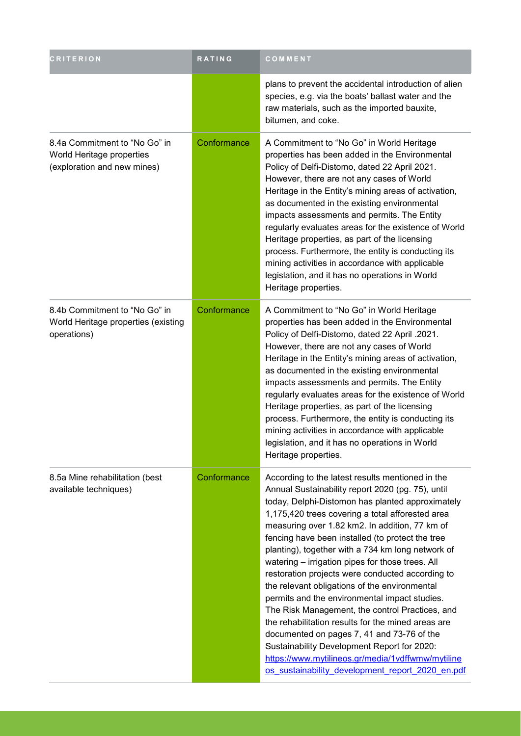| CRITERION | RATING | COMMENT |
| --- | --- | --- |
| | | plans to prevent the accidental introduction of alien species, e.g. via the boats' ballast water and the raw materials, such as the imported bauxite, bitumen, and coke. |
| 8.4a Commitment to "No Go" in World Heritage properties (exploration and new mines) | Conformance | A Commitment to "No Go" in World Heritage properties has been added in the Environmental Policy of Delfi-Distomo, dated 22 April 2021. However, there are not any cases of World Heritage in the Entity's mining areas of activation, as documented in the existing environmental impacts assessments and permits. The Entity regularly evaluates areas for the existence of World Heritage properties, as part of the licensing process. Furthermore, the entity is conducting its mining activities in accordance with applicable legislation, and it has no operations in World Heritage properties. |
| 8.4b Commitment to "No Go" in World Heritage properties (existing operations) | Conformance | A Commitment to "No Go" in World Heritage properties has been added in the Environmental Policy of Delfi-Distomo, dated 22 April .2021. However, there are not any cases of World Heritage in the Entity's mining areas of activation, as documented in the existing environmental impacts assessments and permits. The Entity regularly evaluates areas for the existence of World Heritage properties, as part of the licensing process. Furthermore, the entity is conducting its mining activities in accordance with applicable legislation, and it has no operations in World Heritage properties. |
| 8.5a Mine rehabilitation (best available techniques) | Conformance | According to the latest results mentioned in the Annual Sustainability report 2020 (pg. 75), until today, Delphi-Distomon has planted approximately 1,175,420 trees covering a total afforested area measuring over 1.82 km2. In addition, 77 km of fencing have been installed (to protect the tree planting), together with a 734 km long network of watering – irrigation pipes for those trees. All restoration projects were conducted according to the relevant obligations of the environmental permits and the environmental impact studies. The Risk Management, the control Practices, and the rehabilitation results for the mined areas are documented on pages 7, 41 and 73-76 of the Sustainability Development Report for 2020: [https://www.mytilineos.gr/media/1vdffwmw/mytilineos_sustainability_development_report_2020_en.pdf](https://www.mytilineos.gr/media/1vdffwmw/mytilineos_sustainability_development_report_2020_en.pdf) |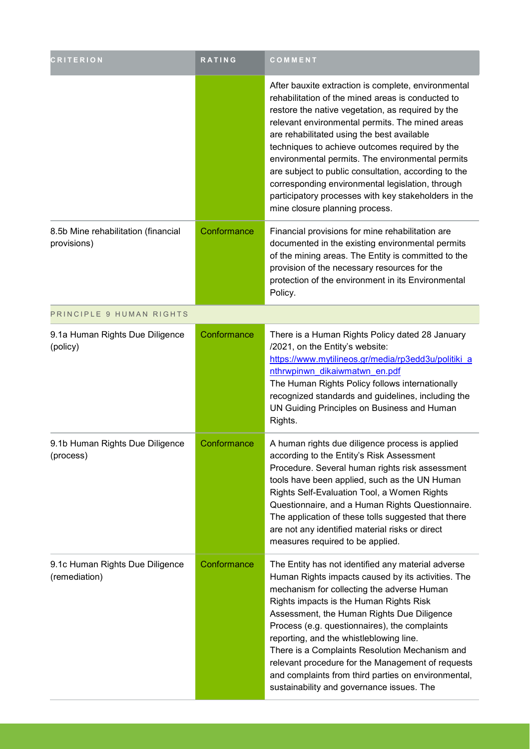| CRITERION | RATING | COMMENT |
|---|---|---|
| | | After bauxite extraction is complete, environmental rehabilitation of the mined areas is conducted to restore the native vegetation, as required by the relevant environmental permits. The mined areas are rehabilitated using the best available techniques to achieve outcomes required by the environmental permits. The environmental permits are subject to public consultation, according to the corresponding environmental legislation, through participatory processes with key stakeholders in the mine closure planning process. |
| 8.5b Mine rehabilitation (financial provisions) | Conformance | Financial provisions for mine rehabilitation are documented in the existing environmental permits of the mining areas. The Entity is committed to the provision of the necessary resources for the protection of the environment in its Environmental Policy. |
| PRINCIPLE 9 HUMAN RIGHTS | | |
| 9.1a Human Rights Due Diligence (policy) | Conformance | There is a Human Rights Policy dated 28 January /2021, on the Entity's website: [https://www.mytilineos.gr/media/rp3edd3u/politiki_anthrwpinwn_dikaiwmatwn_en.pdf](https://www.mytilineos.gr/media/rp3edd3u/politiki_anthrwpinwn_dikaiwmatwn_en.pdf) The Human Rights Policy follows internationally recognized standards and guidelines, including the UN Guiding Principles on Business and Human Rights. |
| 9.1b Human Rights Due Diligence (process) | Conformance | A human rights due diligence process is applied according to the Entity's Risk Assessment Procedure. Several human rights risk assessment tools have been applied, such as the UN Human Rights Self-Evaluation Tool, a Women Rights Questionnaire, and a Human Rights Questionnaire. The application of these tolls suggested that there are not any identified material risks or direct measures required to be applied. |
| 9.1c Human Rights Due Diligence (remediation) | Conformance | The Entity has not identified any material adverse Human Rights impacts caused by its activities. The mechanism for collecting the adverse Human Rights impacts is the Human Rights Risk Assessment, the Human Rights Due Diligence Process (e.g. questionnaires), the complaints reporting, and the whistleblowing line. There is a Complaints Resolution Mechanism and relevant procedure for the Management of requests and complaints from third parties on environmental, sustainability and governance issues. The |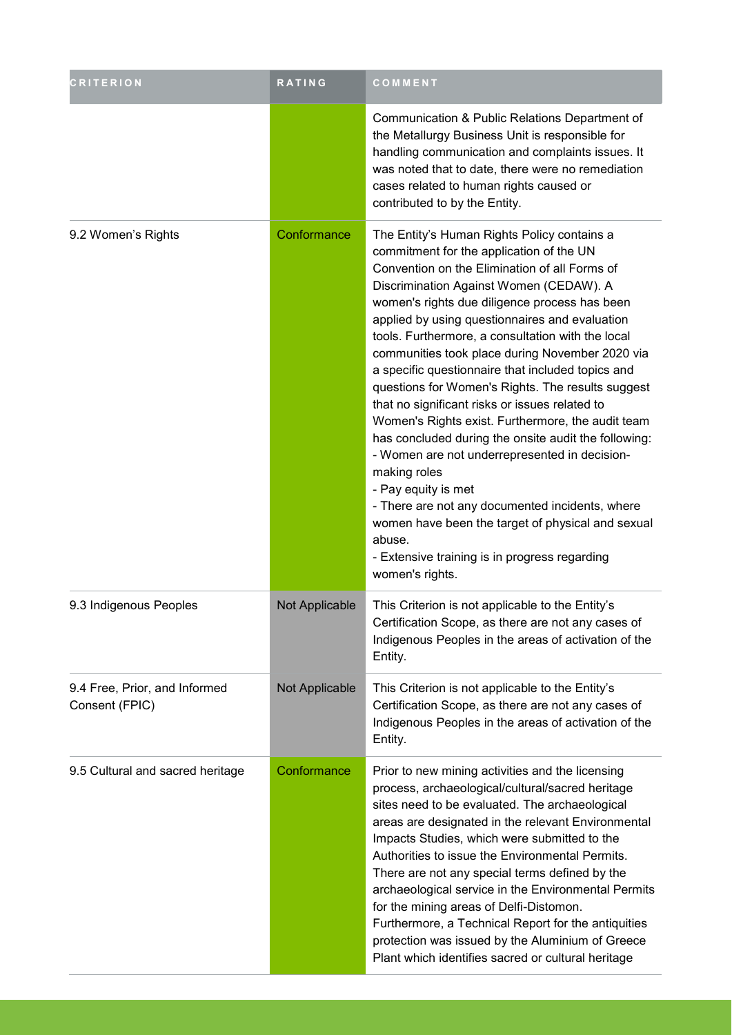| CRITERION | RATING | COMMENT |
| --- | --- | --- |
| | | Communication & Public Relations Department of the Metallurgy Business Unit is responsible for handling communication and complaints issues. It was noted that to date, there were no remediation cases related to human rights caused or contributed to by the Entity. |
| 9.2 Women's Rights | Conformance | The Entity's Human Rights Policy contains a commitment for the application of the UN Convention on the Elimination of all Forms of Discrimination Against Women (CEDAW). A women's rights due diligence process has been applied by using questionnaires and evaluation tools. Furthermore, a consultation with the local communities took place during November 2020 via a specific questionnaire that included topics and questions for Women's Rights. The results suggest that no significant risks or issues related to Women's Rights exist. Furthermore, the audit team has concluded during the onsite audit the following:<br>- Women are not underrepresented in decision-making roles<br>- Pay equity is met<br>- There are not any documented incidents, where women have been the target of physical and sexual abuse.<br>- Extensive training is in progress regarding women's rights. |
| 9.3 Indigenous Peoples | Not Applicable | This Criterion is not applicable to the Entity's Certification Scope, as there are not any cases of Indigenous Peoples in the areas of activation of the Entity. |
| 9.4 Free, Prior, and Informed Consent (FPIC) | Not Applicable | This Criterion is not applicable to the Entity's Certification Scope, as there are not any cases of Indigenous Peoples in the areas of activation of the Entity. |
| 9.5 Cultural and sacred heritage | Conformance | Prior to new mining activities and the licensing process, archaeological/cultural/sacred heritage sites need to be evaluated. The archaeological areas are designated in the relevant Environmental Impacts Studies, which were submitted to the Authorities to issue the Environmental Permits. There are not any special terms defined by the archaeological service in the Environmental Permits for the mining areas of Delfi-Distomon. Furthermore, a Technical Report for the antiquities protection was issued by the Aluminium of Greece Plant which identifies sacred or cultural heritage |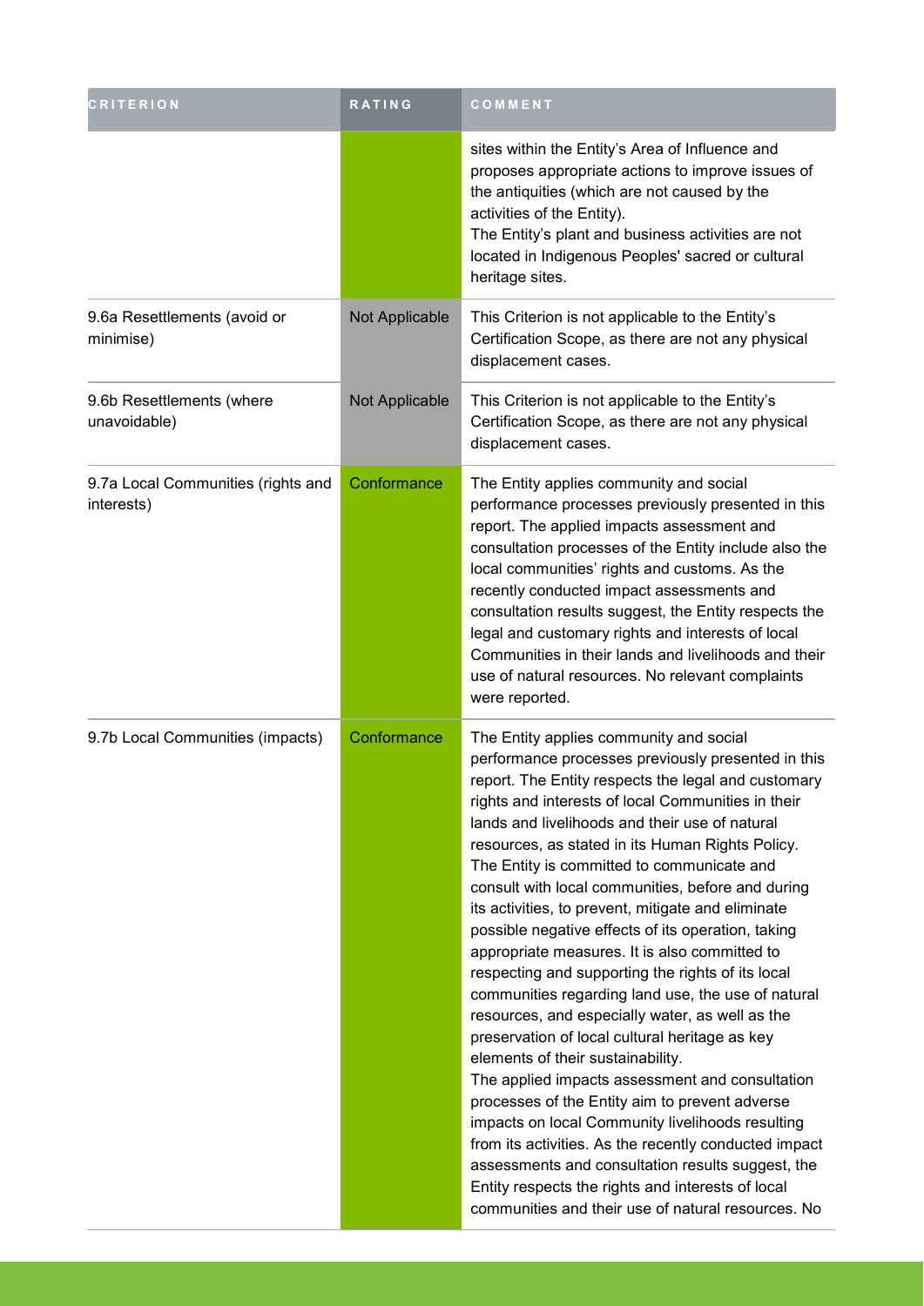| CRITERION | RATING | COMMENT |
| --- | --- | --- |
| | | sites within the Entity's Area of Influence and proposes appropriate actions to improve issues of the antiquities (which are not caused by the activities of the Entity). The Entity's plant and business activities are not located in Indigenous Peoples' sacred or cultural heritage sites. |
| 9.6a Resettlements (avoid or minimise) | Not Applicable | This Criterion is not applicable to the Entity's Certification Scope, as there are not any physical displacement cases. |
| 9.6b Resettlements (where unavoidable) | Not Applicable | This Criterion is not applicable to the Entity's Certification Scope, as there are not any physical displacement cases. |
| 9.7a Local Communities (rights and interests) | Conformance | The Entity applies community and social performance processes previously presented in this report. The applied impacts assessment and consultation processes of the Entity include also the local communities' rights and customs. As the recently conducted impact assessments and consultation results suggest, the Entity respects the legal and customary rights and interests of local Communities in their lands and livelihoods and their use of natural resources. No relevant complaints were reported. |
| 9.7b Local Communities (impacts) | Conformance | The Entity applies community and social performance processes previously presented in this report. The Entity respects the legal and customary rights and interests of local Communities in their lands and livelihoods and their use of natural resources, as stated in its Human Rights Policy. The Entity is committed to communicate and consult with local communities, before and during its activities, to prevent, mitigate and eliminate possible negative effects of its operation, taking appropriate measures. It is also committed to respecting and supporting the rights of its local communities regarding land use, the use of natural resources, and especially water, as well as the preservation of local cultural heritage as key elements of their sustainability. The applied impacts assessment and consultation processes of the Entity aim to prevent adverse impacts on local Community livelihoods resulting from its activities. As the recently conducted impact assessments and consultation results suggest, the Entity respects the rights and interests of local communities and their use of natural resources. No |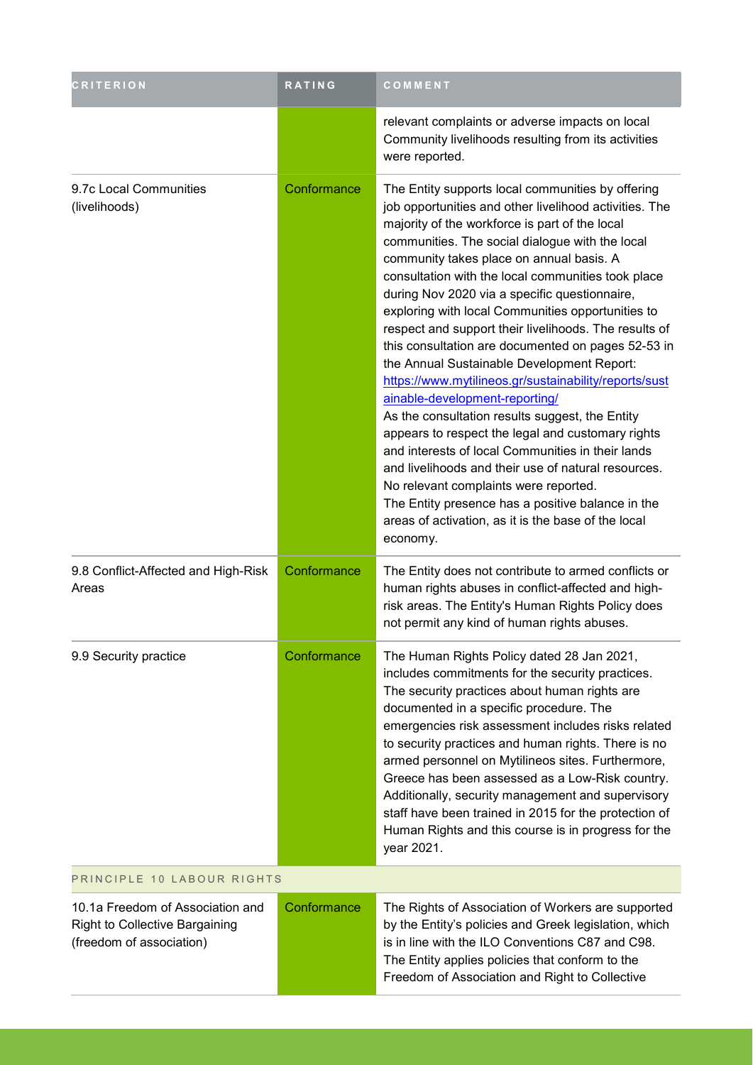| CRITERION | RATING | COMMENT |
| --- | --- | --- |
| | | relevant complaints or adverse impacts on local Community livelihoods resulting from its activities were reported. |
| 9.7c Local Communities (livelihoods) | Conformance | The Entity supports local communities by offering job opportunities and other livelihood activities. The majority of the workforce is part of the local communities. The social dialogue with the local community takes place on annual basis. A consultation with the local communities took place during Nov 2020 via a specific questionnaire, exploring with local Communities opportunities to respect and support their livelihoods. The results of this consultation are documented on pages 52-53 in the Annual Sustainable Development Report: [https://www.mytilineos.gr/sustainability/reports/sustainable-development-reporting/](https://www.mytilineos.gr/sustainability/reports/sustainable-development-reporting/) As the consultation results suggest, the Entity appears to respect the legal and customary rights and interests of local Communities in their lands and livelihoods and their use of natural resources. No relevant complaints were reported. The Entity presence has a positive balance in the areas of activation, as it is the base of the local economy. |
| 9.8 Conflict-Affected and High-Risk Areas | Conformance | The Entity does not contribute to armed conflicts or human rights abuses in conflict-affected and high-risk areas. The Entity's Human Rights Policy does not permit any kind of human rights abuses. |
| 9.9 Security practice | Conformance | The Human Rights Policy dated 28 Jan 2021, includes commitments for the security practices. The security practices about human rights are documented in a specific procedure. The emergencies risk assessment includes risks related to security practices and human rights. There is no armed personnel on Mytilineos sites. Furthermore, Greece has been assessed as a Low-Risk country. Additionally, security management and supervisory staff have been trained in 2015 for the protection of Human Rights and this course is in progress for the year 2021. |
| PRINCIPLE 10 LABOUR RIGHTS | | |
| 10.1a Freedom of Association and Right to Collective Bargaining (freedom of association) | Conformance | The Rights of Association of Workers are supported by the Entity's policies and Greek legislation, which is in line with the ILO Conventions C87 and C98. The Entity applies policies that conform to the Freedom of Association and Right to Collective |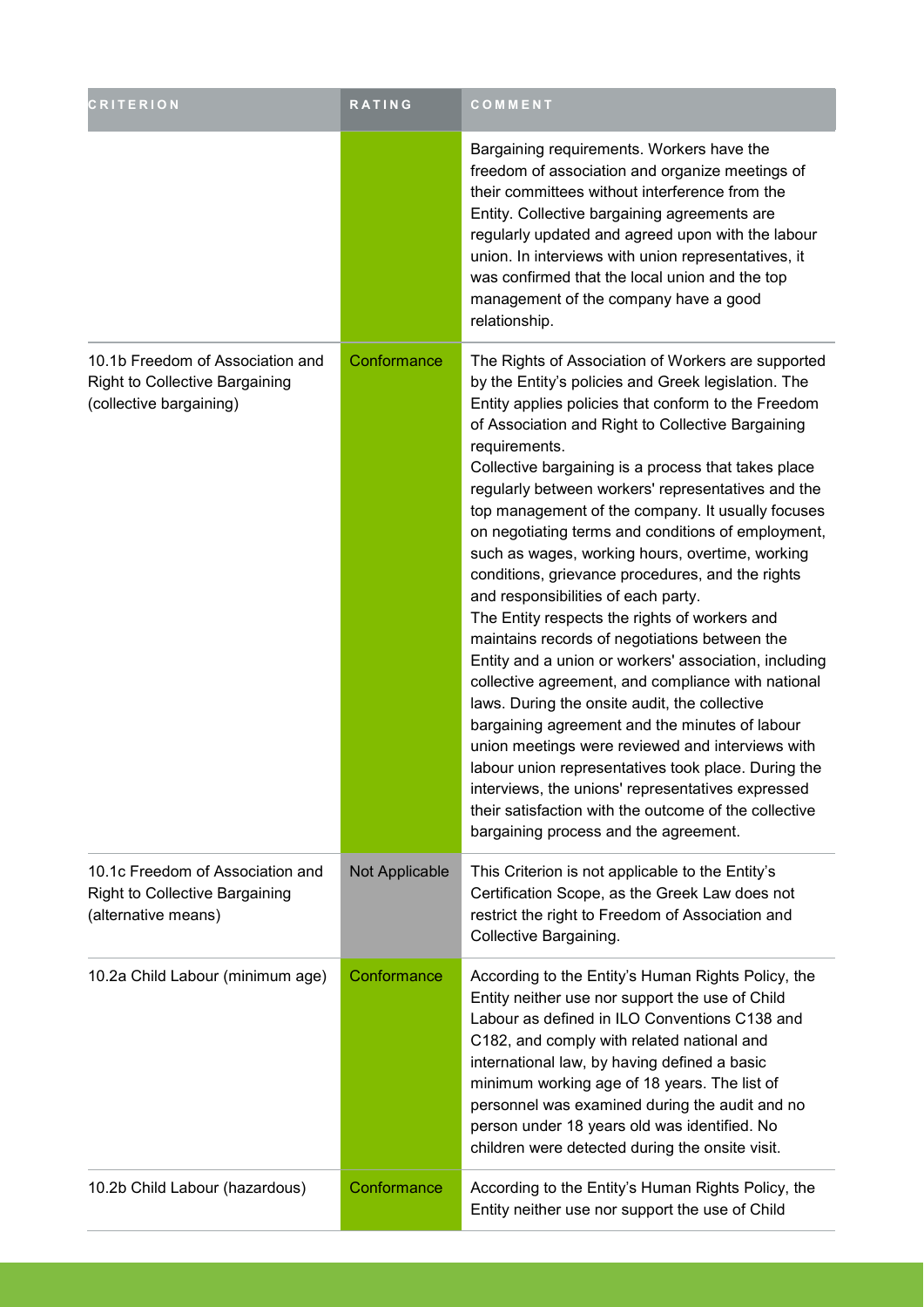| CRITERION | RATING | COMMENT |
| --- | --- | --- |
| | | Bargaining requirements. Workers have the freedom of association and organize meetings of their committees without interference from the Entity. Collective bargaining agreements are regularly updated and agreed upon with the labour union. In interviews with union representatives, it was confirmed that the local union and the top management of the company have a good relationship. |
| 10.1b Freedom of Association and Right to Collective Bargaining (collective bargaining) | Conformance | The Rights of Association of Workers are supported by the Entity's policies and Greek legislation. The Entity applies policies that conform to the Freedom of Association and Right to Collective Bargaining requirements.<br>Collective bargaining is a process that takes place regularly between workers' representatives and the top management of the company. It usually focuses on negotiating terms and conditions of employment, such as wages, working hours, overtime, working conditions, grievance procedures, and the rights and responsibilities of each party.<br>The Entity respects the rights of workers and maintains records of negotiations between the Entity and a union or workers' association, including collective agreement, and compliance with national laws. During the onsite audit, the collective bargaining agreement and the minutes of labour union meetings were reviewed and interviews with labour union representatives took place. During the interviews, the unions' representatives expressed their satisfaction with the outcome of the collective bargaining process and the agreement. |
| 10.1c Freedom of Association and Right to Collective Bargaining (alternative means) | Not Applicable | This Criterion is not applicable to the Entity's Certification Scope, as the Greek Law does not restrict the right to Freedom of Association and Collective Bargaining. |
| 10.2a Child Labour (minimum age) | Conformance | According to the Entity's Human Rights Policy, the Entity neither use nor support the use of Child Labour as defined in ILO Conventions C138 and C182, and comply with related national and international law, by having defined a basic minimum working age of 18 years. The list of personnel was examined during the audit and no person under 18 years old was identified. No children were detected during the onsite visit. |
| 10.2b Child Labour (hazardous) | Conformance | According to the Entity's Human Rights Policy, the Entity neither use nor support the use of Child |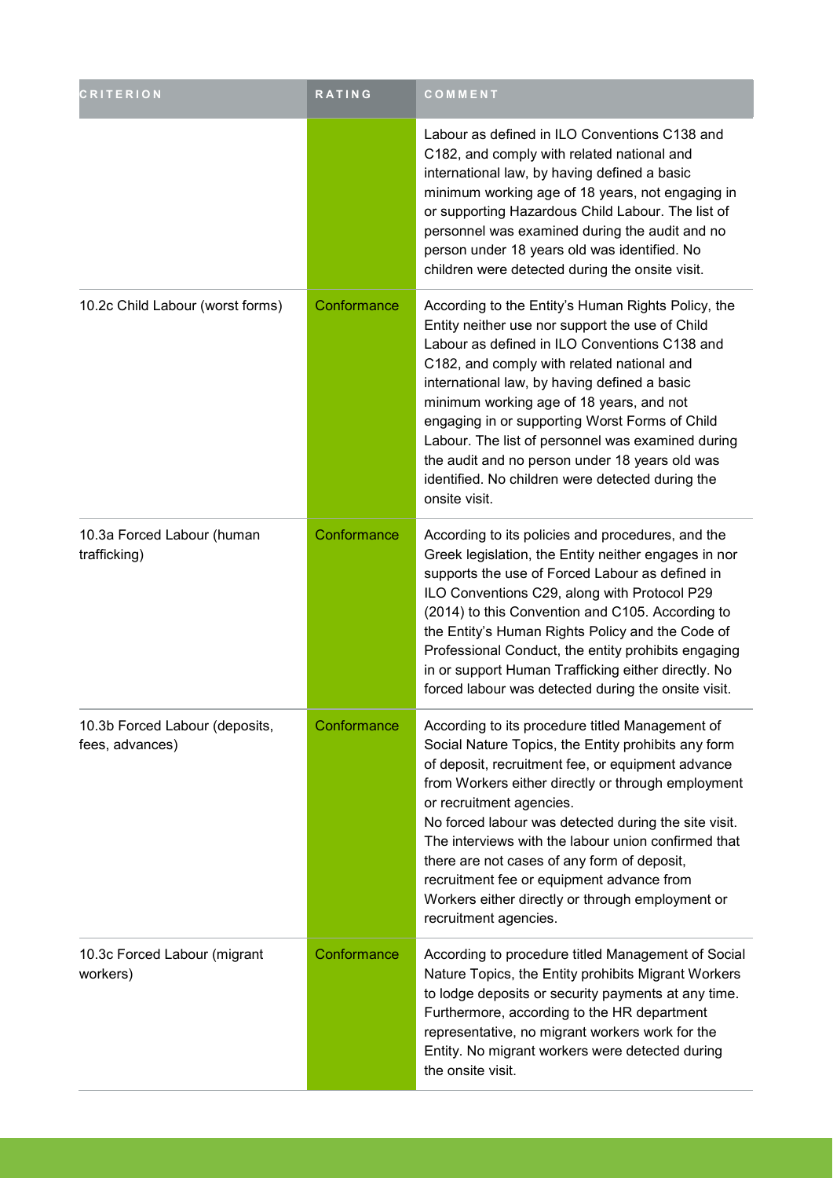| CRITERION | RATING | COMMENT |
|---|---|---|
| | | Labour as defined in ILO Conventions C138 and C182, and comply with related national and international law, by having defined a basic minimum working age of 18 years, not engaging in or supporting Hazardous Child Labour. The list of personnel was examined during the audit and no person under 18 years old was identified. No children were detected during the onsite visit. |
| 10.2c Child Labour (worst forms) | Conformance | According to the Entity's Human Rights Policy, the Entity neither use nor support the use of Child Labour as defined in ILO Conventions C138 and C182, and comply with related national and international law, by having defined a basic minimum working age of 18 years, and not engaging in or supporting Worst Forms of Child Labour. The list of personnel was examined during the audit and no person under 18 years old was identified. No children were detected during the onsite visit. |
| 10.3a Forced Labour (human trafficking) | Conformance | According to its policies and procedures, and the Greek legislation, the Entity neither engages in nor supports the use of Forced Labour as defined in ILO Conventions C29, along with Protocol P29 (2014) to this Convention and C105. According to the Entity's Human Rights Policy and the Code of Professional Conduct, the entity prohibits engaging in or support Human Trafficking either directly. No forced labour was detected during the onsite visit. |
| 10.3b Forced Labour (deposits, fees, advances) | Conformance | According to its procedure titled Management of Social Nature Topics, the Entity prohibits any form of deposit, recruitment fee, or equipment advance from Workers either directly or through employment or recruitment agencies.<br>No forced labour was detected during the site visit. The interviews with the labour union confirmed that there are not cases of any form of deposit, recruitment fee or equipment advance from Workers either directly or through employment or recruitment agencies. |
| 10.3c Forced Labour (migrant workers) | Conformance | According to procedure titled Management of Social Nature Topics, the Entity prohibits Migrant Workers to lodge deposits or security payments at any time. Furthermore, according to the HR department representative, no migrant workers work for the Entity. No migrant workers were detected during the onsite visit. |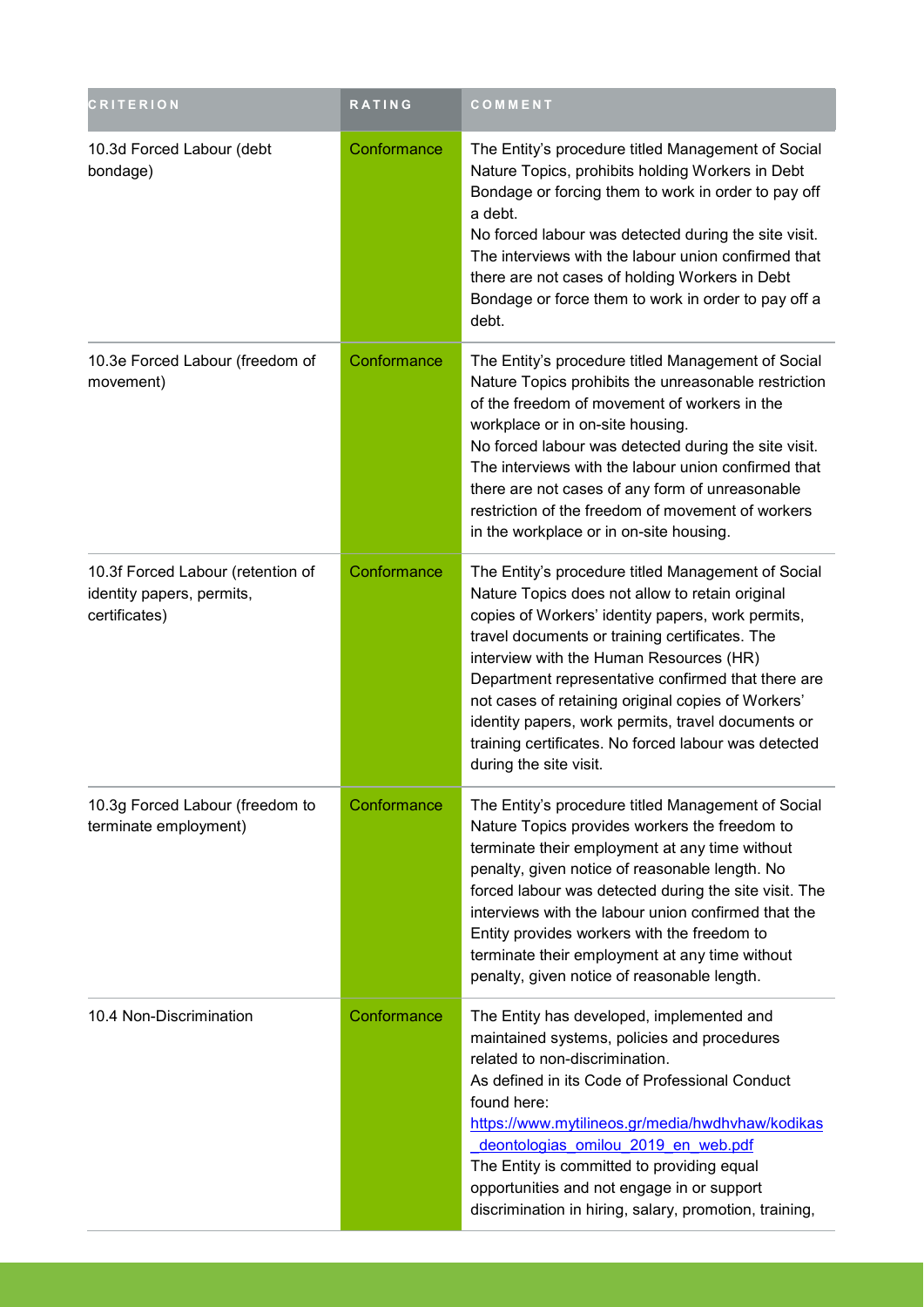| CRITERION | RATING | COMMENT |
|---|---|---|
| 10.3d Forced Labour (debt bondage) | Conformance | The Entity's procedure titled Management of Social Nature Topics, prohibits holding Workers in Debt Bondage or forcing them to work in order to pay off a debt.<br>No forced labour was detected during the site visit. The interviews with the labour union confirmed that there are not cases of holding Workers in Debt Bondage or force them to work in order to pay off a debt. |
| 10.3e Forced Labour (freedom of movement) | Conformance | The Entity's procedure titled Management of Social Nature Topics prohibits the unreasonable restriction of the freedom of movement of workers in the workplace or in on-site housing.<br>No forced labour was detected during the site visit. The interviews with the labour union confirmed that there are not cases of any form of unreasonable restriction of the freedom of movement of workers in the workplace or in on-site housing. |
| 10.3f Forced Labour (retention of identity papers, permits, certificates) | Conformance | The Entity's procedure titled Management of Social Nature Topics does not allow to retain original copies of Workers' identity papers, work permits, travel documents or training certificates. The interview with the Human Resources (HR) Department representative confirmed that there are not cases of retaining original copies of Workers' identity papers, work permits, travel documents or training certificates. No forced labour was detected during the site visit. |
| 10.3g Forced Labour (freedom to terminate employment) | Conformance | The Entity's procedure titled Management of Social Nature Topics provides workers the freedom to terminate their employment at any time without penalty, given notice of reasonable length. No forced labour was detected during the site visit. The interviews with the labour union confirmed that the Entity provides workers with the freedom to terminate their employment at any time without penalty, given notice of reasonable length. |
| 10.4 Non-Discrimination | Conformance | The Entity has developed, implemented and maintained systems, policies and procedures related to non-discrimination.<br>As defined in its Code of Professional Conduct found here:<br>https://www.mytilineos.gr/media/hwdhvhaw/kodikas_deontologias_omilou_2019_en_web.pdf<br>The Entity is committed to providing equal opportunities and not engage in or support discrimination in hiring, salary, promotion, training, |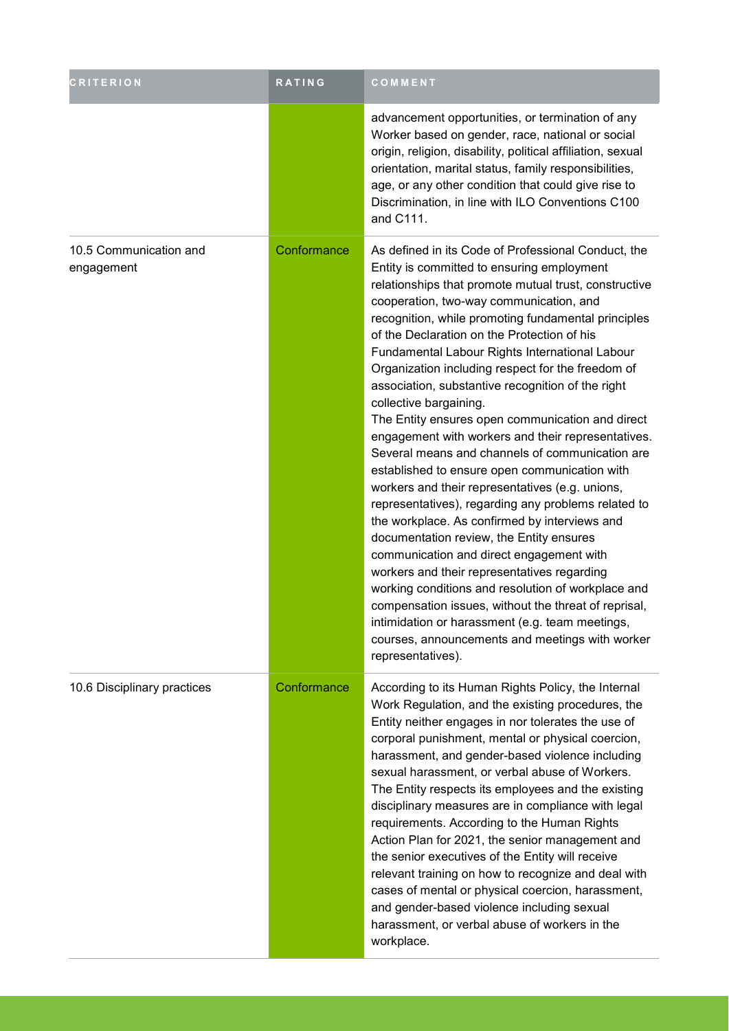| CRITERION | RATING | COMMENT |
| --- | --- | --- |
| | | advancement opportunities, or termination of any Worker based on gender, race, national or social origin, religion, disability, political affiliation, sexual orientation, marital status, family responsibilities, age, or any other condition that could give rise to Discrimination, in line with ILO Conventions C100 and C111. |
| 10.5 Communication and engagement | Conformance | As defined in its Code of Professional Conduct, the Entity is committed to ensuring employment relationships that promote mutual trust, constructive cooperation, two-way communication, and recognition, while promoting fundamental principles of the Declaration on the Protection of his Fundamental Labour Rights International Labour Organization including respect for the freedom of association, substantive recognition of the right collective bargaining.<br>The Entity ensures open communication and direct engagement with workers and their representatives. Several means and channels of communication are established to ensure open communication with workers and their representatives (e.g. unions, representatives), regarding any problems related to the workplace. As confirmed by interviews and documentation review, the Entity ensures communication and direct engagement with workers and their representatives regarding working conditions and resolution of workplace and compensation issues, without the threat of reprisal, intimidation or harassment (e.g. team meetings, courses, announcements and meetings with worker representatives). |
| 10.6 Disciplinary practices | Conformance | According to its Human Rights Policy, the Internal Work Regulation, and the existing procedures, the Entity neither engages in nor tolerates the use of corporal punishment, mental or physical coercion, harassment, and gender-based violence including sexual harassment, or verbal abuse of Workers. The Entity respects its employees and the existing disciplinary measures are in compliance with legal requirements. According to the Human Rights Action Plan for 2021, the senior management and the senior executives of the Entity will receive relevant training on how to recognize and deal with cases of mental or physical coercion, harassment, and gender-based violence including sexual harassment, or verbal abuse of workers in the workplace. |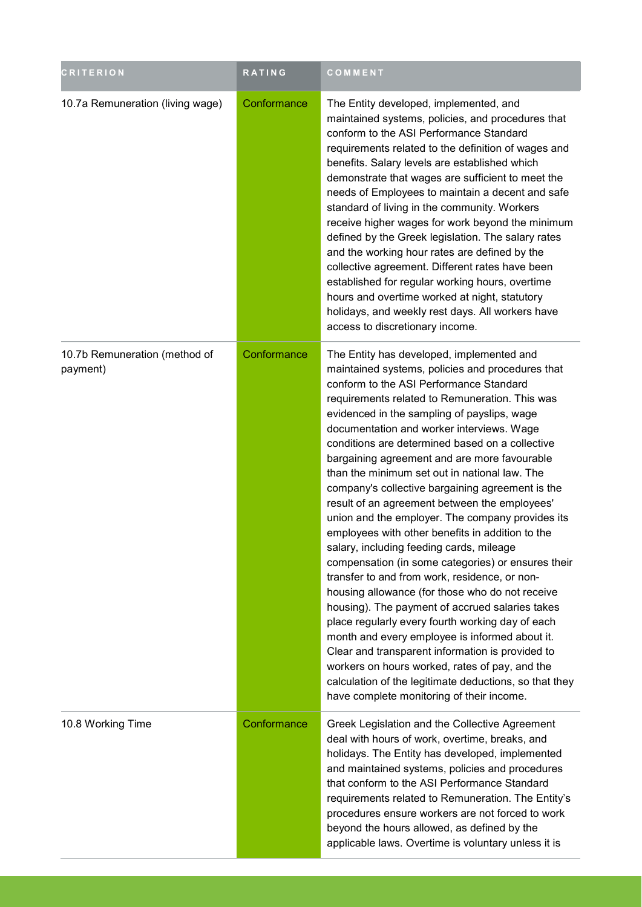| CRITERION | RATING | COMMENT |
| --- | --- | --- |
| 10.7a Remuneration (living wage) | Conformance | The Entity developed, implemented, and maintained systems, policies, and procedures that conform to the ASI Performance Standard requirements related to the definition of wages and benefits. Salary levels are established which demonstrate that wages are sufficient to meet the needs of Employees to maintain a decent and safe standard of living in the community. Workers receive higher wages for work beyond the minimum defined by the Greek legislation. The salary rates and the working hour rates are defined by the collective agreement. Different rates have been established for regular working hours, overtime hours and overtime worked at night, statutory holidays, and weekly rest days. All workers have access to discretionary income. |
| 10.7b Remuneration (method of payment) | Conformance | The Entity has developed, implemented and maintained systems, policies and procedures that conform to the ASI Performance Standard requirements related to Remuneration. This was evidenced in the sampling of payslips, wage documentation and worker interviews. Wage conditions are determined based on a collective bargaining agreement and are more favourable than the minimum set out in national law. The company's collective bargaining agreement is the result of an agreement between the employees' union and the employer. The company provides its employees with other benefits in addition to the salary, including feeding cards, mileage compensation (in some categories) or ensures their transfer to and from work, residence, or non-housing allowance (for those who do not receive housing). The payment of accrued salaries takes place regularly every fourth working day of each month and every employee is informed about it. Clear and transparent information is provided to workers on hours worked, rates of pay, and the calculation of the legitimate deductions, so that they have complete monitoring of their income. |
| 10.8 Working Time | Conformance | Greek Legislation and the Collective Agreement deal with hours of work, overtime, breaks, and holidays. The Entity has developed, implemented and maintained systems, policies and procedures that conform to the ASI Performance Standard requirements related to Remuneration. The Entity's procedures ensure workers are not forced to work beyond the hours allowed, as defined by the applicable laws. Overtime is voluntary unless it is |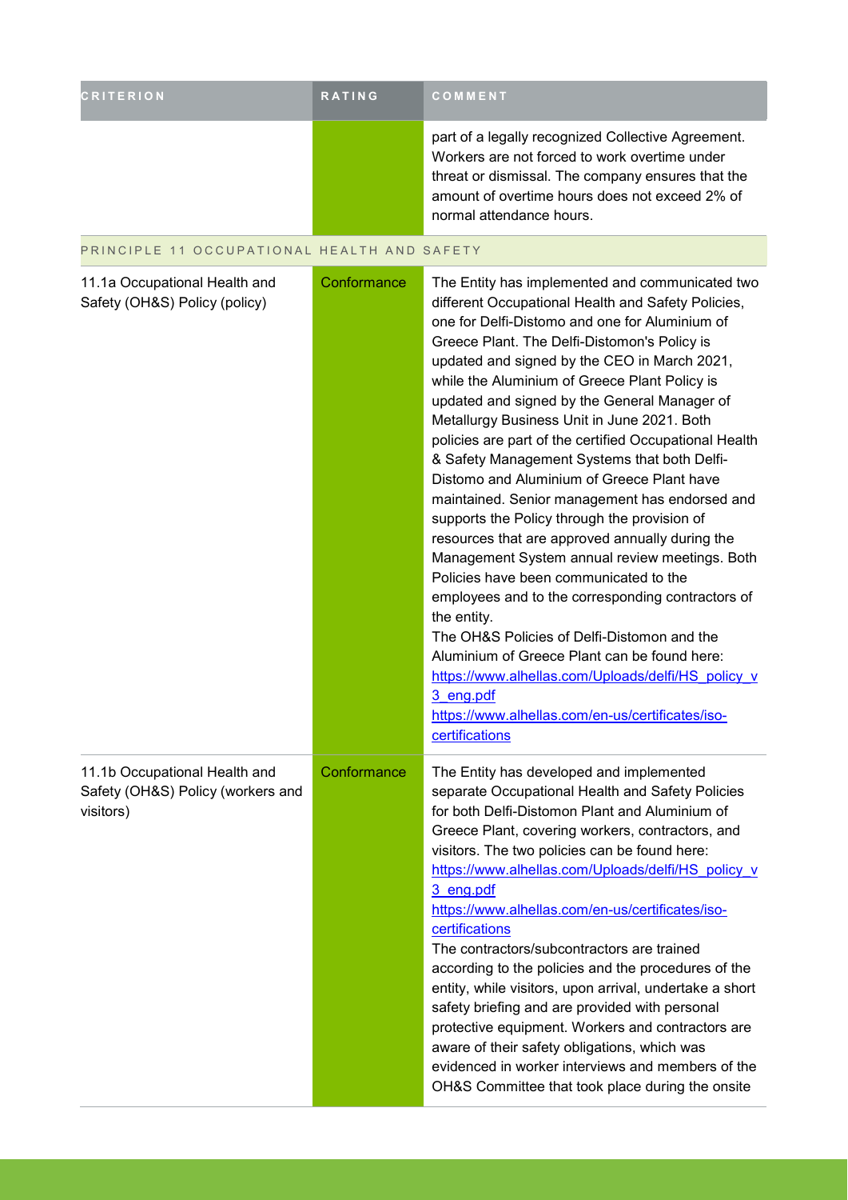| CRITERION | RATING | COMMENT |
| --- | --- | --- |
| | | part of a legally recognized Collective Agreement. Workers are not forced to work overtime under threat or dismissal. The company ensures that the amount of overtime hours does not exceed 2% of normal attendance hours. |
| **PRINCIPLE 11 OCCUPATIONAL HEALTH AND SAFETY** | | |
| 11.1a Occupational Health and Safety (OH&S) Policy (policy) | Conformance | The Entity has implemented and communicated two different Occupational Health and Safety Policies, one for Delfi-Distomo and one for Aluminium of Greece Plant. The Delfi-Distomon's Policy is updated and signed by the CEO in March 2021, while the Aluminium of Greece Plant Policy is updated and signed by the General Manager of Metallurgy Business Unit in June 2021. Both policies are part of the certified Occupational Health & Safety Management Systems that both Delfi-Distomo and Aluminium of Greece Plant have maintained. Senior management has endorsed and supports the Policy through the provision of resources that are approved annually during the Management System annual review meetings. Both Policies have been communicated to the employees and to the corresponding contractors of the entity.<br>The OH&S Policies of Delfi-Distomon and the Aluminium of Greece Plant can be found here:<br>https://www.alhellas.com/Uploads/delfi/HS_policy_v3_eng.pdf<br>https://www.alhellas.com/en-us/certificates/iso-certifications |
| 11.1b Occupational Health and Safety (OH&S) Policy (workers and visitors) | Conformance | The Entity has developed and implemented separate Occupational Health and Safety Policies for both Delfi-Distomon Plant and Aluminium of Greece Plant, covering workers, contractors, and visitors. The two policies can be found here:<br>https://www.alhellas.com/Uploads/delfi/HS_policy_v3_eng.pdf<br>https://www.alhellas.com/en-us/certificates/iso-certifications<br>The contractors/subcontractors are trained according to the policies and the procedures of the entity, while visitors, upon arrival, undertake a short safety briefing and are provided with personal protective equipment. Workers and contractors are aware of their safety obligations, which was evidenced in worker interviews and members of the OH&S Committee that took place during the onsite |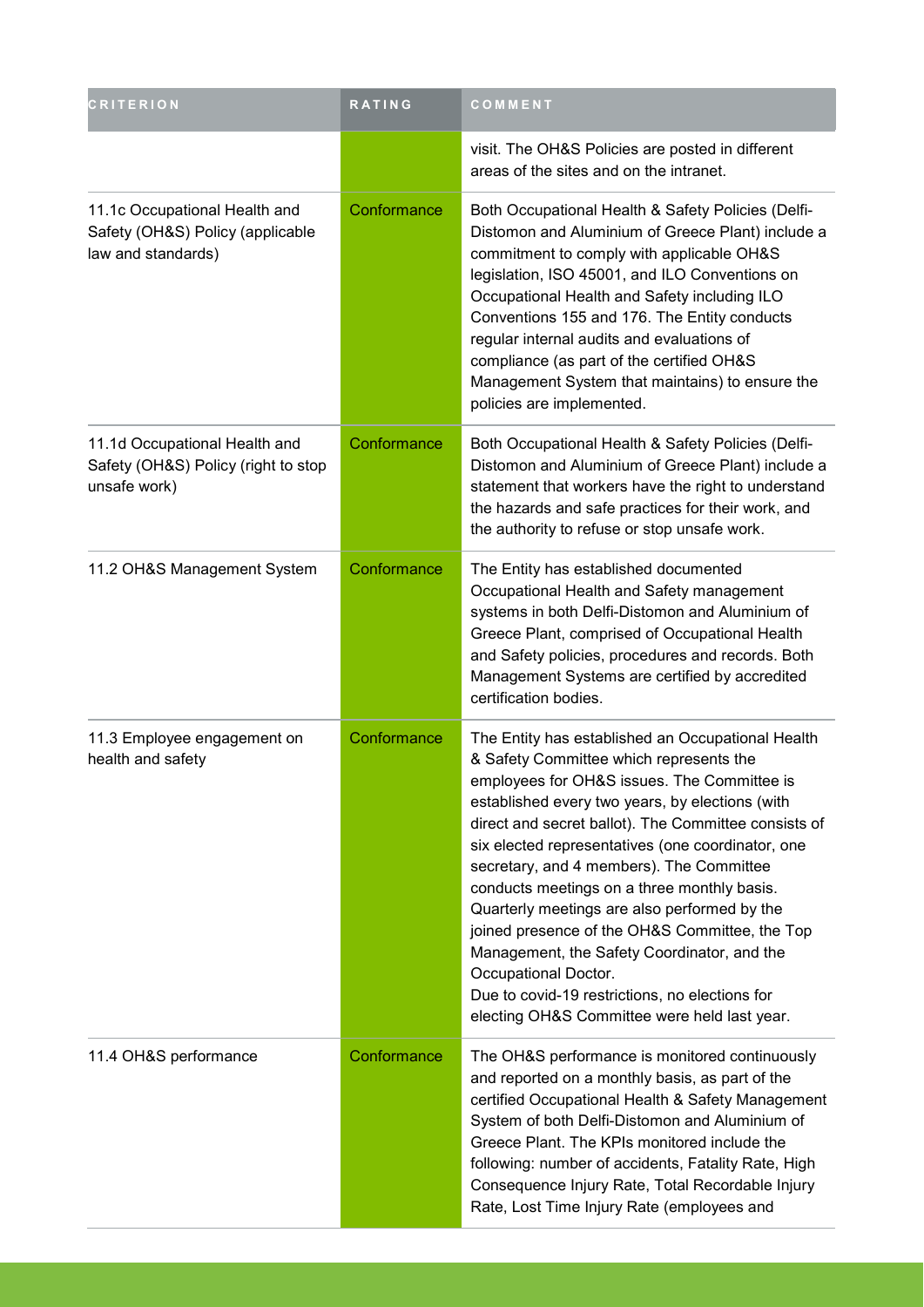| CRITERION | RATING | COMMENT |
| --- | --- | --- |
| | | visit. The OH&S Policies are posted in different areas of the sites and on the intranet. |
| 11.1c Occupational Health and Safety (OH&S) Policy (applicable law and standards) | Conformance | Both Occupational Health & Safety Policies (Delfi-Distomon and Aluminium of Greece Plant) include a commitment to comply with applicable OH&S legislation, ISO 45001, and ILO Conventions on Occupational Health and Safety including ILO Conventions 155 and 176. The Entity conducts regular internal audits and evaluations of compliance (as part of the certified OH&S Management System that maintains) to ensure the policies are implemented. |
| 11.1d Occupational Health and Safety (OH&S) Policy (right to stop unsafe work) | Conformance | Both Occupational Health & Safety Policies (Delfi-Distomon and Aluminium of Greece Plant) include a statement that workers have the right to understand the hazards and safe practices for their work, and the authority to refuse or stop unsafe work. |
| 11.2 OH&S Management System | Conformance | The Entity has established documented Occupational Health and Safety management systems in both Delfi-Distomon and Aluminium of Greece Plant, comprised of Occupational Health and Safety policies, procedures and records. Both Management Systems are certified by accredited certification bodies. |
| 11.3 Employee engagement on health and safety | Conformance | The Entity has established an Occupational Health & Safety Committee which represents the employees for OH&S issues. The Committee is established every two years, by elections (with direct and secret ballot). The Committee consists of six elected representatives (one coordinator, one secretary, and 4 members). The Committee conducts meetings on a three monthly basis. Quarterly meetings are also performed by the joined presence of the OH&S Committee, the Top Management, the Safety Coordinator, and the Occupational Doctor.<br>Due to covid-19 restrictions, no elections for electing OH&S Committee were held last year. |
| 11.4 OH&S performance | Conformance | The OH&S performance is monitored continuously and reported on a monthly basis, as part of the certified Occupational Health & Safety Management System of both Delfi-Distomon and Aluminium of Greece Plant. The KPIs monitored include the following: number of accidents, Fatality Rate, High Consequence Injury Rate, Total Recordable Injury Rate, Lost Time Injury Rate (employees and |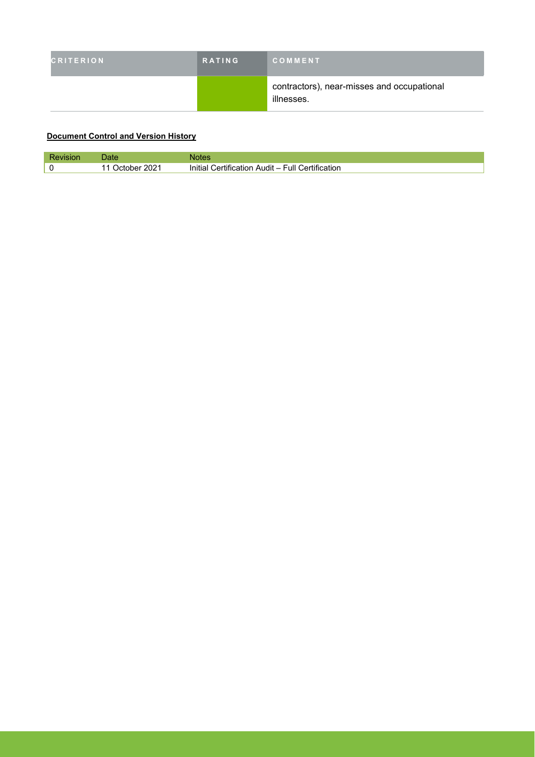| CRITERION | RATING | COMMENT |
|---|---|---|
| | | contractors), near-misses and occupational illnesses. |

**Document Control and Version History**

| Revision | Date | Notes |
|---|---|---|
| 0 | 11 October 2021 | Initial Certification Audit – Full Certification |